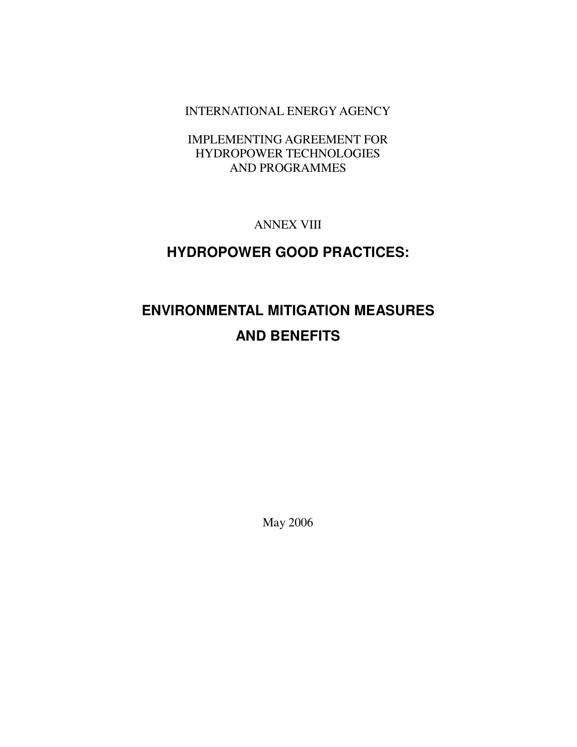INTERNATIONAL ENERGY AGENCY

IMPLEMENTING AGREEMENT FOR
HYDROPOWER TECHNOLOGIES
AND PROGRAMMES

ANNEX VIII

# HYDROPOWER GOOD PRACTICES:

# ENVIRONMENTAL MITIGATION MEASURES AND BENEFITS

May 2006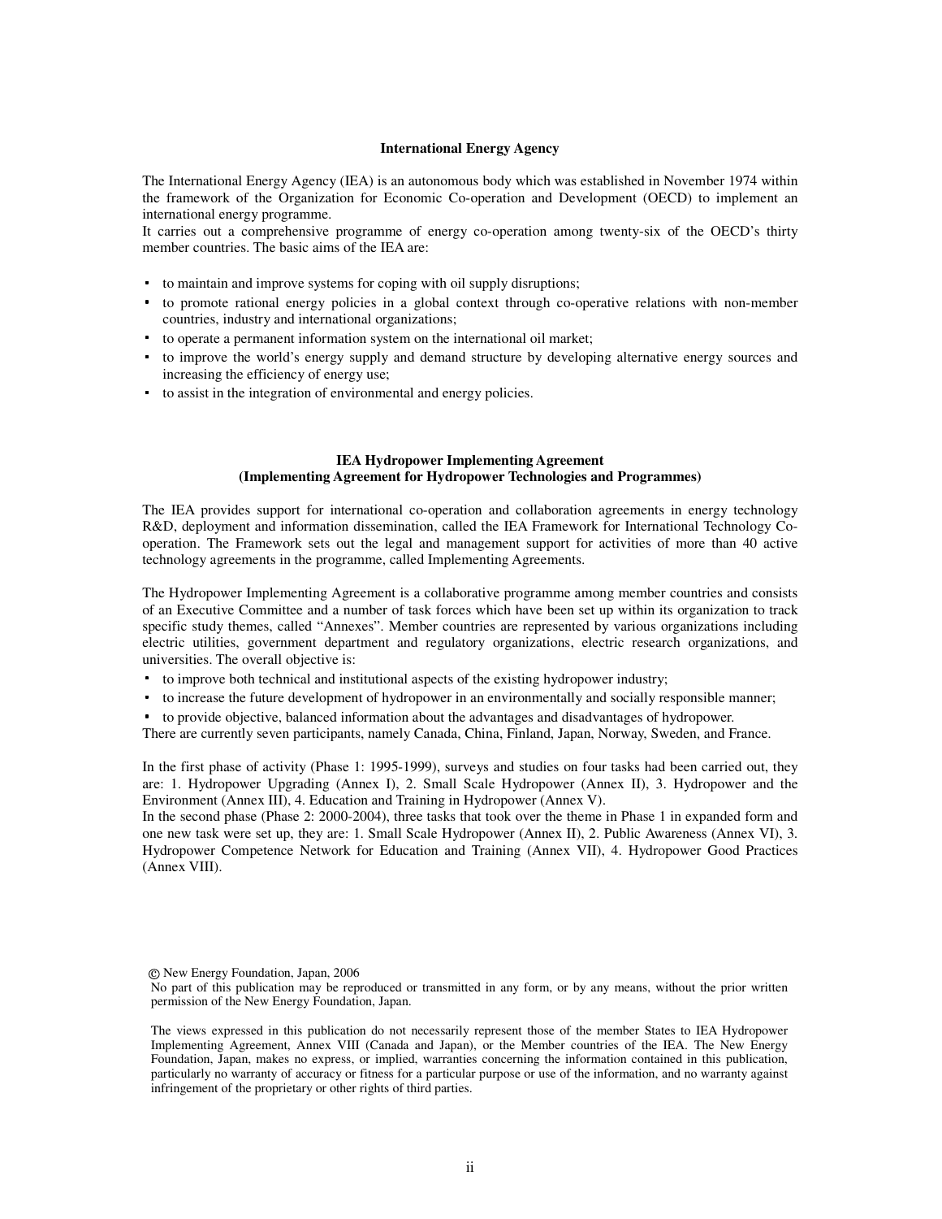## International Energy Agency

The International Energy Agency (IEA) is an autonomous body which was established in November 1974 within the framework of the Organization for Economic Co-operation and Development (OECD) to implement an international energy programme.

It carries out a comprehensive programme of energy co-operation among twenty-six of the OECD's thirty member countries. The basic aims of the IEA are:

- to maintain and improve systems for coping with oil supply disruptions;
- to promote rational energy policies in a global context through co-operative relations with non-member countries, industry and international organizations;
- to operate a permanent information system on the international oil market;
- to improve the world's energy supply and demand structure by developing alternative energy sources and increasing the efficiency of energy use;
- to assist in the integration of environmental and energy policies.

## IEA Hydropower Implementing Agreement
## (Implementing Agreement for Hydropower Technologies and Programmes)

The IEA provides support for international co-operation and collaboration agreements in energy technology R&D, deployment and information dissemination, called the IEA Framework for International Technology Co-operation. The Framework sets out the legal and management support for activities of more than 40 active technology agreements in the programme, called Implementing Agreements.

The Hydropower Implementing Agreement is a collaborative programme among member countries and consists of an Executive Committee and a number of task forces which have been set up within its organization to track specific study themes, called "Annexes". Member countries are represented by various organizations including electric utilities, government department and regulatory organizations, electric research organizations, and universities. The overall objective is:

- to improve both technical and institutional aspects of the existing hydropower industry;
- to increase the future development of hydropower in an environmentally and socially responsible manner;
- to provide objective, balanced information about the advantages and disadvantages of hydropower.

There are currently seven participants, namely Canada, China, Finland, Japan, Norway, Sweden, and France.

In the first phase of activity (Phase 1: 1995-1999), surveys and studies on four tasks had been carried out, they are: 1. Hydropower Upgrading (Annex I), 2. Small Scale Hydropower (Annex II), 3. Hydropower and the Environment (Annex III), 4. Education and Training in Hydropower (Annex V).

In the second phase (Phase 2: 2000-2004), three tasks that took over the theme in Phase 1 in expanded form and one new task were set up, they are: 1. Small Scale Hydropower (Annex II), 2. Public Awareness (Annex VI), 3. Hydropower Competence Network for Education and Training (Annex VII), 4. Hydropower Good Practices (Annex VIII).

© New Energy Foundation, Japan, 2006

No part of this publication may be reproduced or transmitted in any form, or by any means, without the prior written permission of the New Energy Foundation, Japan.

The views expressed in this publication do not necessarily represent those of the member States to IEA Hydropower Implementing Agreement, Annex VIII (Canada and Japan), or the Member countries of the IEA. The New Energy Foundation, Japan, makes no express, or implied, warranties concerning the information contained in this publication, particularly no warranty of accuracy or fitness for a particular purpose or use of the information, and no warranty against infringement of the proprietary or other rights of third parties.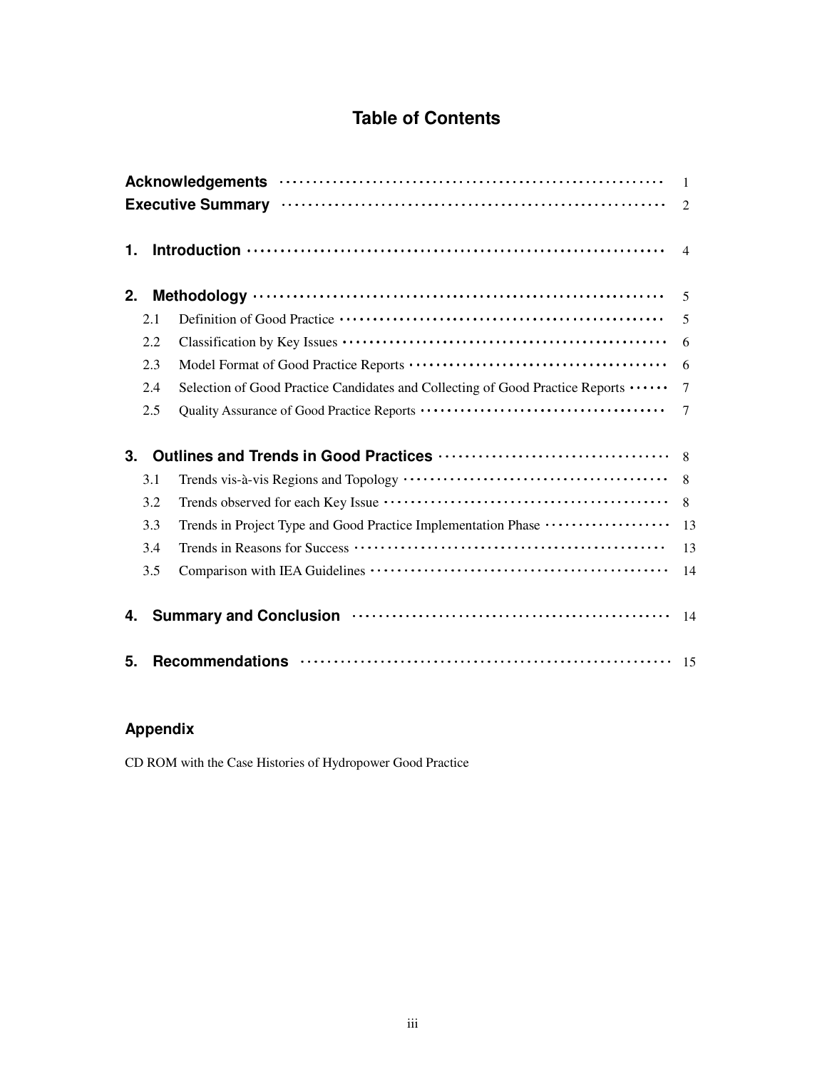# Table of Contents

| | |
|---|---|
| **Acknowledgements** | 1 |
| **Executive Summary** | 2 |
| **1. Introduction** | 4 |
| **2. Methodology** | 5 |
| 2.1 Definition of Good Practice | 5 |
| 2.2 Classification by Key Issues | 6 |
| 2.3 Model Format of Good Practice Reports | 6 |
| 2.4 Selection of Good Practice Candidates and Collecting of Good Practice Reports | 7 |
| 2.5 Quality Assurance of Good Practice Reports | 7 |
| **3. Outlines and Trends in Good Practices** | 8 |
| 3.1 Trends vis-à-vis Regions and Topology | 8 |
| 3.2 Trends observed for each Key Issue | 8 |
| 3.3 Trends in Project Type and Good Practice Implementation Phase | 13 |
| 3.4 Trends in Reasons for Success | 13 |
| 3.5 Comparison with IEA Guidelines | 14 |
| **4. Summary and Conclusion** | 14 |
| **5. Recommendations** | 15 |

## Appendix

CD ROM with the Case Histories of Hydropower Good Practice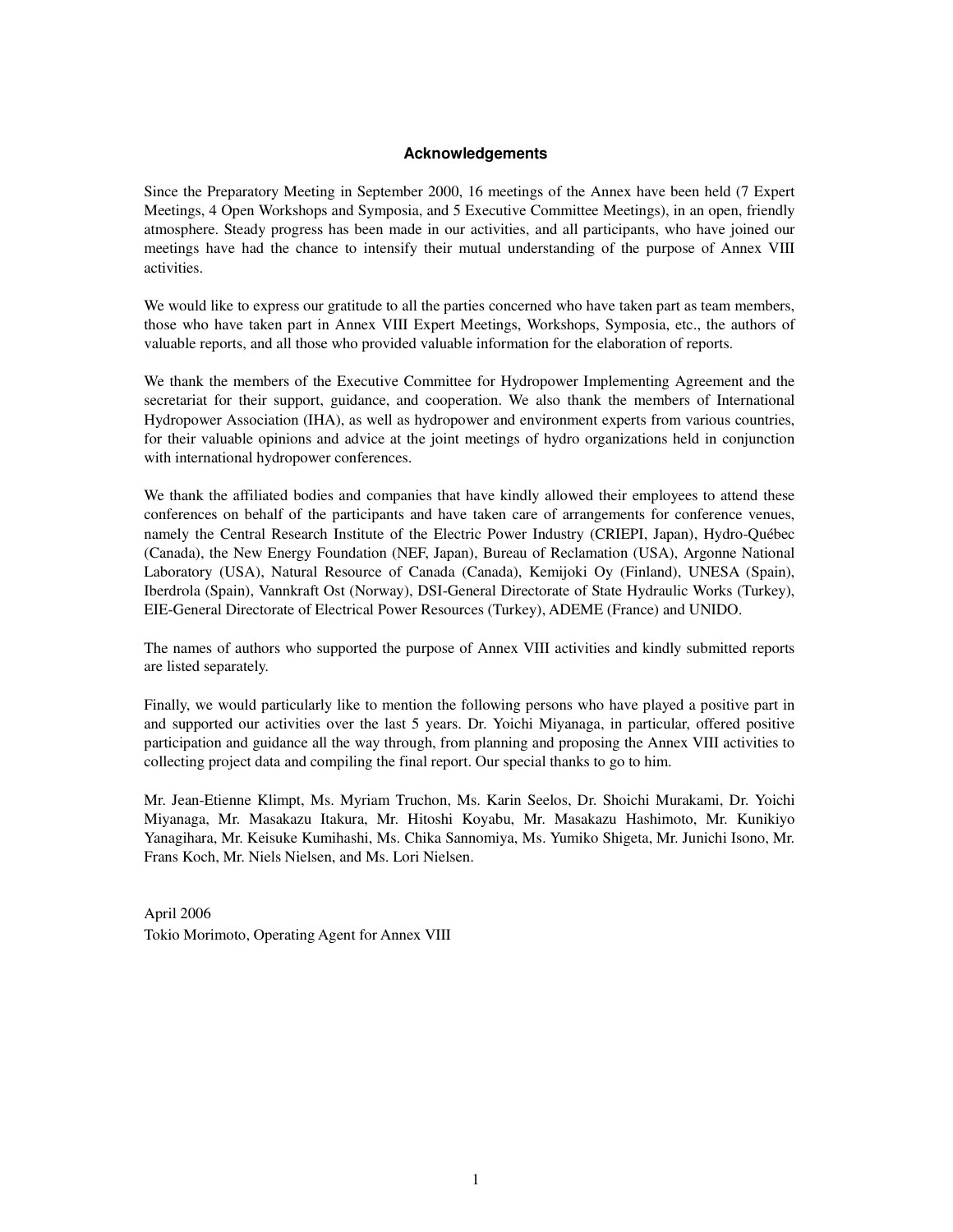## Acknowledgements

Since the Preparatory Meeting in September 2000, 16 meetings of the Annex have been held (7 Expert Meetings, 4 Open Workshops and Symposia, and 5 Executive Committee Meetings), in an open, friendly atmosphere. Steady progress has been made in our activities, and all participants, who have joined our meetings have had the chance to intensify their mutual understanding of the purpose of Annex VIII activities.

We would like to express our gratitude to all the parties concerned who have taken part as team members, those who have taken part in Annex VIII Expert Meetings, Workshops, Symposia, etc., the authors of valuable reports, and all those who provided valuable information for the elaboration of reports.

We thank the members of the Executive Committee for Hydropower Implementing Agreement and the secretariat for their support, guidance, and cooperation. We also thank the members of International Hydropower Association (IHA), as well as hydropower and environment experts from various countries, for their valuable opinions and advice at the joint meetings of hydro organizations held in conjunction with international hydropower conferences.

We thank the affiliated bodies and companies that have kindly allowed their employees to attend these conferences on behalf of the participants and have taken care of arrangements for conference venues, namely the Central Research Institute of the Electric Power Industry (CRIEPI, Japan), Hydro-Québec (Canada), the New Energy Foundation (NEF, Japan), Bureau of Reclamation (USA), Argonne National Laboratory (USA), Natural Resource of Canada (Canada), Kemijoki Oy (Finland), UNESA (Spain), Iberdrola (Spain), Vannkraft Ost (Norway), DSI-General Directorate of State Hydraulic Works (Turkey), EIE-General Directorate of Electrical Power Resources (Turkey), ADEME (France) and UNIDO.

The names of authors who supported the purpose of Annex VIII activities and kindly submitted reports are listed separately.

Finally, we would particularly like to mention the following persons who have played a positive part in and supported our activities over the last 5 years. Dr. Yoichi Miyanaga, in particular, offered positive participation and guidance all the way through, from planning and proposing the Annex VIII activities to collecting project data and compiling the final report. Our special thanks to go to him.

Mr. Jean-Etienne Klimpt, Ms. Myriam Truchon, Ms. Karin Seelos, Dr. Shoichi Murakami, Dr. Yoichi Miyanaga, Mr. Masakazu Itakura, Mr. Hitoshi Koyabu, Mr. Masakazu Hashimoto, Mr. Kunikiyo Yanagihara, Mr. Keisuke Kumihashi, Ms. Chika Sannomiya, Ms. Yumiko Shigeta, Mr. Junichi Isono, Mr. Frans Koch, Mr. Niels Nielsen, and Ms. Lori Nielsen.

April 2006
Tokio Morimoto, Operating Agent for Annex VIII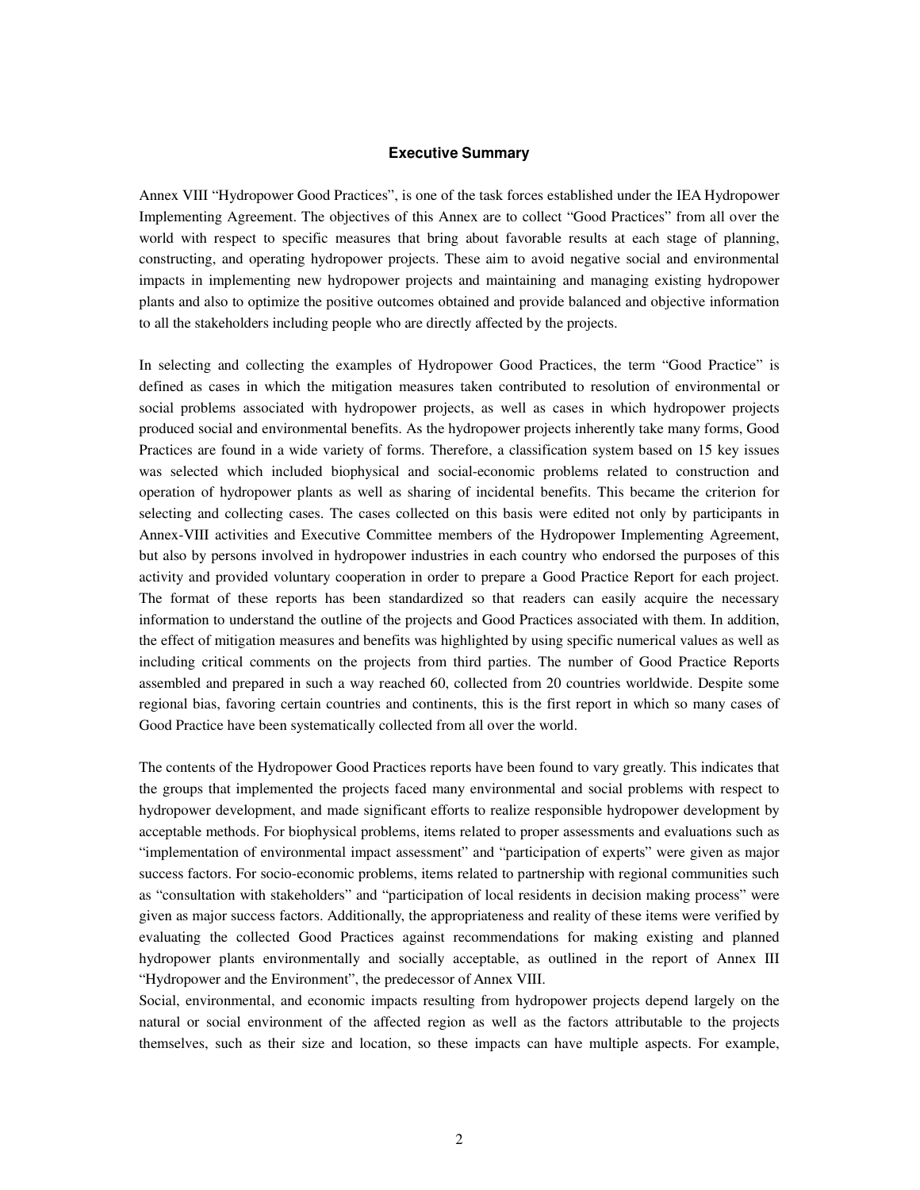## Executive Summary

Annex VIII "Hydropower Good Practices", is one of the task forces established under the IEA Hydropower Implementing Agreement. The objectives of this Annex are to collect "Good Practices" from all over the world with respect to specific measures that bring about favorable results at each stage of planning, constructing, and operating hydropower projects. These aim to avoid negative social and environmental impacts in implementing new hydropower projects and maintaining and managing existing hydropower plants and also to optimize the positive outcomes obtained and provide balanced and objective information to all the stakeholders including people who are directly affected by the projects.

In selecting and collecting the examples of Hydropower Good Practices, the term "Good Practice" is defined as cases in which the mitigation measures taken contributed to resolution of environmental or social problems associated with hydropower projects, as well as cases in which hydropower projects produced social and environmental benefits. As the hydropower projects inherently take many forms, Good Practices are found in a wide variety of forms. Therefore, a classification system based on 15 key issues was selected which included biophysical and social-economic problems related to construction and operation of hydropower plants as well as sharing of incidental benefits. This became the criterion for selecting and collecting cases. The cases collected on this basis were edited not only by participants in Annex-VIII activities and Executive Committee members of the Hydropower Implementing Agreement, but also by persons involved in hydropower industries in each country who endorsed the purposes of this activity and provided voluntary cooperation in order to prepare a Good Practice Report for each project. The format of these reports has been standardized so that readers can easily acquire the necessary information to understand the outline of the projects and Good Practices associated with them. In addition, the effect of mitigation measures and benefits was highlighted by using specific numerical values as well as including critical comments on the projects from third parties. The number of Good Practice Reports assembled and prepared in such a way reached 60, collected from 20 countries worldwide. Despite some regional bias, favoring certain countries and continents, this is the first report in which so many cases of Good Practice have been systematically collected from all over the world.

The contents of the Hydropower Good Practices reports have been found to vary greatly. This indicates that the groups that implemented the projects faced many environmental and social problems with respect to hydropower development, and made significant efforts to realize responsible hydropower development by acceptable methods. For biophysical problems, items related to proper assessments and evaluations such as "implementation of environmental impact assessment" and "participation of experts" were given as major success factors. For socio-economic problems, items related to partnership with regional communities such as "consultation with stakeholders" and "participation of local residents in decision making process" were given as major success factors. Additionally, the appropriateness and reality of these items were verified by evaluating the collected Good Practices against recommendations for making existing and planned hydropower plants environmentally and socially acceptable, as outlined in the report of Annex III "Hydropower and the Environment", the predecessor of Annex VIII.

Social, environmental, and economic impacts resulting from hydropower projects depend largely on the natural or social environment of the affected region as well as the factors attributable to the projects themselves, such as their size and location, so these impacts can have multiple aspects. For example,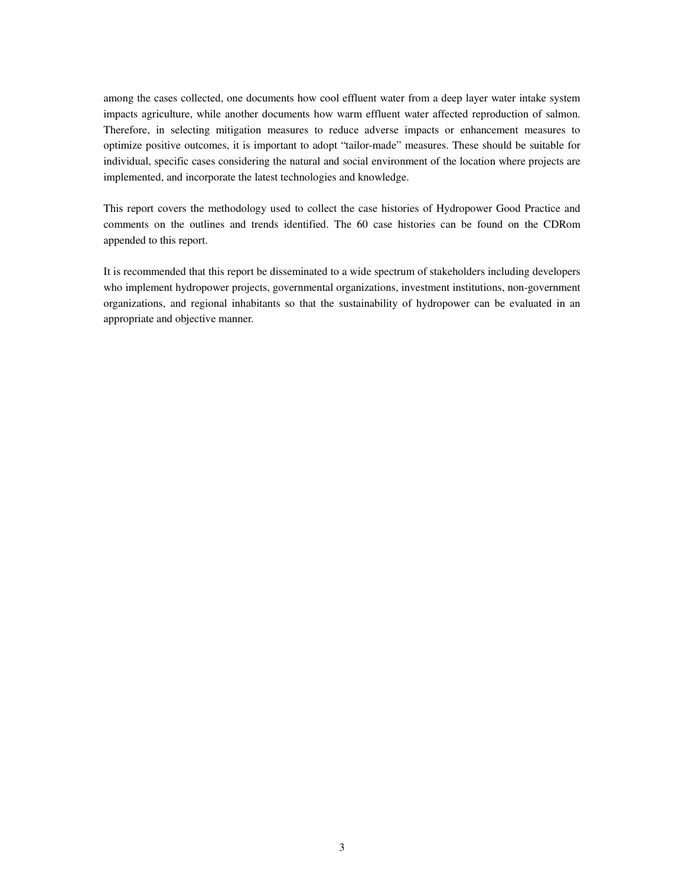among the cases collected, one documents how cool effluent water from a deep layer water intake system impacts agriculture, while another documents how warm effluent water affected reproduction of salmon. Therefore, in selecting mitigation measures to reduce adverse impacts or enhancement measures to optimize positive outcomes, it is important to adopt "tailor-made" measures. These should be suitable for individual, specific cases considering the natural and social environment of the location where projects are implemented, and incorporate the latest technologies and knowledge.

This report covers the methodology used to collect the case histories of Hydropower Good Practice and comments on the outlines and trends identified. The 60 case histories can be found on the CDRom appended to this report.

It is recommended that this report be disseminated to a wide spectrum of stakeholders including developers who implement hydropower projects, governmental organizations, investment institutions, non-government organizations, and regional inhabitants so that the sustainability of hydropower can be evaluated in an appropriate and objective manner.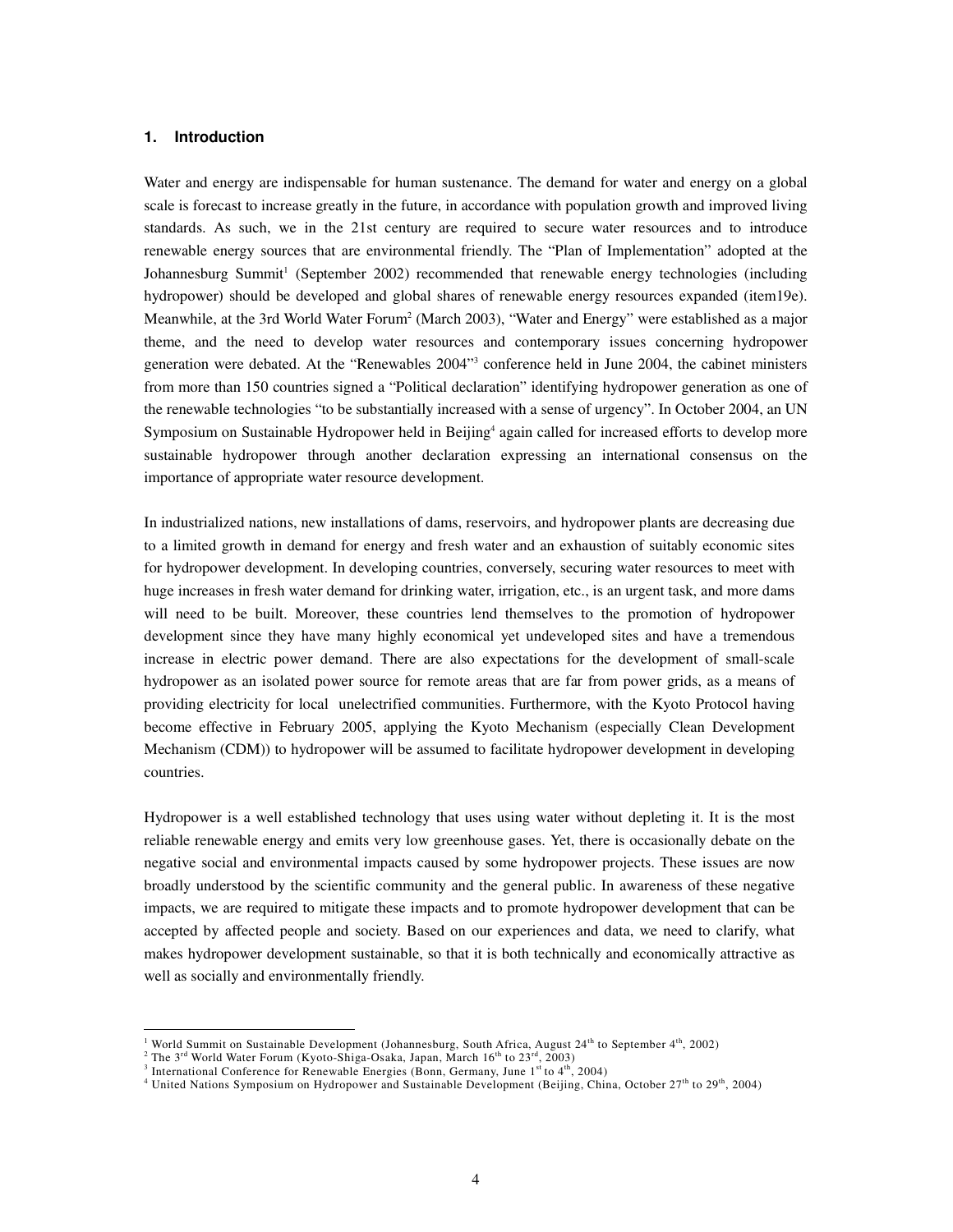## 1. Introduction

Water and energy are indispensable for human sustenance. The demand for water and energy on a global scale is forecast to increase greatly in the future, in accordance with population growth and improved living standards. As such, we in the 21st century are required to secure water resources and to introduce renewable energy sources that are environmental friendly. The "Plan of Implementation" adopted at the Johannesburg Summit[1] (September 2002) recommended that renewable energy technologies (including hydropower) should be developed and global shares of renewable energy resources expanded (item19e). Meanwhile, at the 3rd World Water Forum[2] (March 2003), "Water and Energy" were established as a major theme, and the need to develop water resources and contemporary issues concerning hydropower generation were debated. At the "Renewables 2004"[3] conference held in June 2004, the cabinet ministers from more than 150 countries signed a "Political declaration" identifying hydropower generation as one of the renewable technologies "to be substantially increased with a sense of urgency". In October 2004, an UN Symposium on Sustainable Hydropower held in Beijing[4] again called for increased efforts to develop more sustainable hydropower through another declaration expressing an international consensus on the importance of appropriate water resource development.

In industrialized nations, new installations of dams, reservoirs, and hydropower plants are decreasing due to a limited growth in demand for energy and fresh water and an exhaustion of suitably economic sites for hydropower development. In developing countries, conversely, securing water resources to meet with huge increases in fresh water demand for drinking water, irrigation, etc., is an urgent task, and more dams will need to be built. Moreover, these countries lend themselves to the promotion of hydropower development since they have many highly economical yet undeveloped sites and have a tremendous increase in electric power demand. There are also expectations for the development of small-scale hydropower as an isolated power source for remote areas that are far from power grids, as a means of providing electricity for local unelectrified communities. Furthermore, with the Kyoto Protocol having become effective in February 2005, applying the Kyoto Mechanism (especially Clean Development Mechanism (CDM)) to hydropower will be assumed to facilitate hydropower development in developing countries.

Hydropower is a well established technology that uses using water without depleting it. It is the most reliable renewable energy and emits very low greenhouse gases. Yet, there is occasionally debate on the negative social and environmental impacts caused by some hydropower projects. These issues are now broadly understood by the scientific community and the general public. In awareness of these negative impacts, we are required to mitigate these impacts and to promote hydropower development that can be accepted by affected people and society. Based on our experiences and data, we need to clarify, what makes hydropower development sustainable, so that it is both technically and economically attractive as well as socially and environmentally friendly.

---

[1] World Summit on Sustainable Development (Johannesburg, South Africa, August 24th to September 4th, 2002)
[2] The 3rd World Water Forum (Kyoto-Shiga-Osaka, Japan, March 16th to 23rd, 2003)
[3] International Conference for Renewable Energies (Bonn, Germany, June 1st to 4th, 2004)
[4] United Nations Symposium on Hydropower and Sustainable Development (Beijing, China, October 27th to 29th, 2004)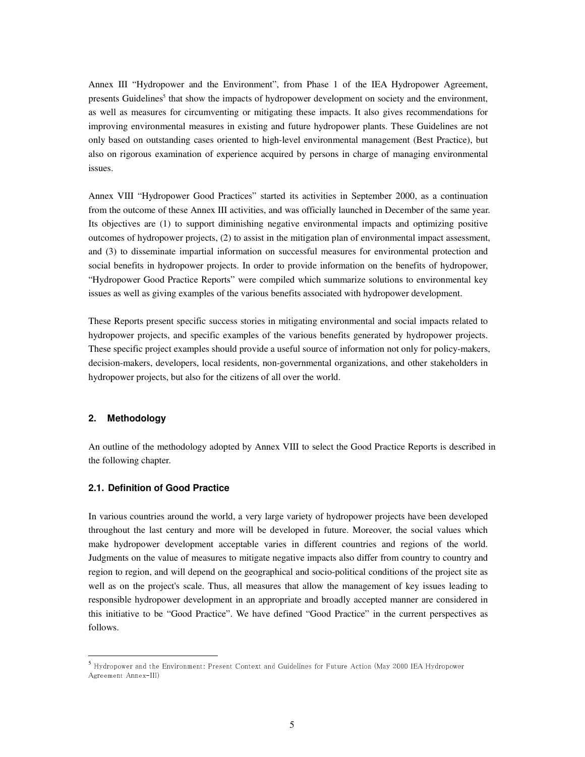Annex III "Hydropower and the Environment", from Phase 1 of the IEA Hydropower Agreement, presents Guidelines[5] that show the impacts of hydropower development on society and the environment, as well as measures for circumventing or mitigating these impacts. It also gives recommendations for improving environmental measures in existing and future hydropower plants. These Guidelines are not only based on outstanding cases oriented to high-level environmental management (Best Practice), but also on rigorous examination of experience acquired by persons in charge of managing environmental issues.

Annex VIII "Hydropower Good Practices" started its activities in September 2000, as a continuation from the outcome of these Annex III activities, and was officially launched in December of the same year. Its objectives are (1) to support diminishing negative environmental impacts and optimizing positive outcomes of hydropower projects, (2) to assist in the mitigation plan of environmental impact assessment, and (3) to disseminate impartial information on successful measures for environmental protection and social benefits in hydropower projects. In order to provide information on the benefits of hydropower, "Hydropower Good Practice Reports" were compiled which summarize solutions to environmental key issues as well as giving examples of the various benefits associated with hydropower development.

These Reports present specific success stories in mitigating environmental and social impacts related to hydropower projects, and specific examples of the various benefits generated by hydropower projects. These specific project examples should provide a useful source of information not only for policy-makers, decision-makers, developers, local residents, non-governmental organizations, and other stakeholders in hydropower projects, but also for the citizens of all over the world.

## 2. Methodology

An outline of the methodology adopted by Annex VIII to select the Good Practice Reports is described in the following chapter.

### 2.1. Definition of Good Practice

In various countries around the world, a very large variety of hydropower projects have been developed throughout the last century and more will be developed in future. Moreover, the social values which make hydropower development acceptable varies in different countries and regions of the world. Judgments on the value of measures to mitigate negative impacts also differ from country to country and region to region, and will depend on the geographical and socio-political conditions of the project site as well as on the project's scale. Thus, all measures that allow the management of key issues leading to responsible hydropower development in an appropriate and broadly accepted manner are considered in this initiative to be "Good Practice". We have defined "Good Practice" in the current perspectives as follows.

---

[5] Hydropower and the Environment: Present Context and Guidelines for Future Action (May 2000 IEA Hydropower Agreement Annex-III)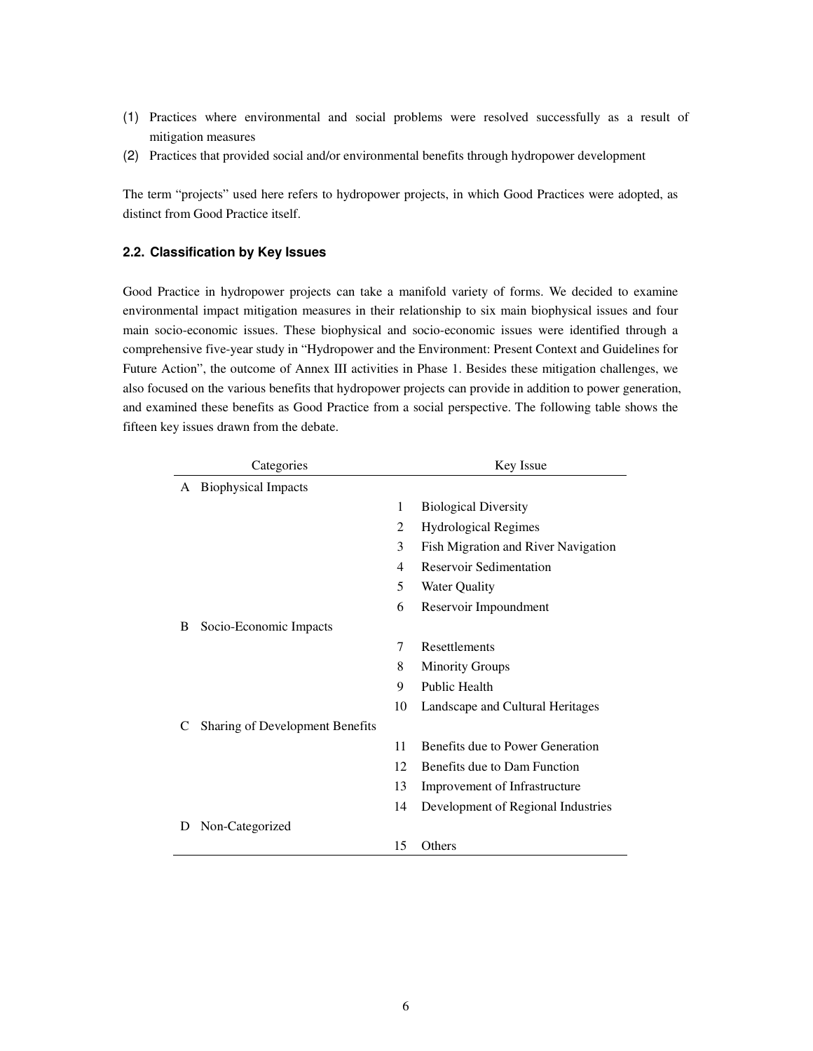(1) Practices where environmental and social problems were resolved successfully as a result of mitigation measures
(2) Practices that provided social and/or environmental benefits through hydropower development

The term "projects" used here refers to hydropower projects, in which Good Practices were adopted, as distinct from Good Practice itself.

### 2.2. Classification by Key Issues

Good Practice in hydropower projects can take a manifold variety of forms. We decided to examine environmental impact mitigation measures in their relationship to six main biophysical issues and four main socio-economic issues. These biophysical and socio-economic issues were identified through a comprehensive five-year study in "Hydropower and the Environment: Present Context and Guidelines for Future Action", the outcome of Annex III activities in Phase 1. Besides these mitigation challenges, we also focused on the various benefits that hydropower projects can provide in addition to power generation, and examined these benefits as Good Practice from a social perspective. The following table shows the fifteen key issues drawn from the debate.

| Categories | | Key Issue |
|---|---|---|
| A Biophysical Impacts | | |
| | 1 | Biological Diversity |
| | 2 | Hydrological Regimes |
| | 3 | Fish Migration and River Navigation |
| | 4 | Reservoir Sedimentation |
| | 5 | Water Quality |
| | 6 | Reservoir Impoundment |
| B Socio-Economic Impacts | | |
| | 7 | Resettlements |
| | 8 | Minority Groups |
| | 9 | Public Health |
| | 10 | Landscape and Cultural Heritages |
| C Sharing of Development Benefits | | |
| | 11 | Benefits due to Power Generation |
| | 12 | Benefits due to Dam Function |
| | 13 | Improvement of Infrastructure |
| | 14 | Development of Regional Industries |
| D Non-Categorized | | |
| | 15 | Others |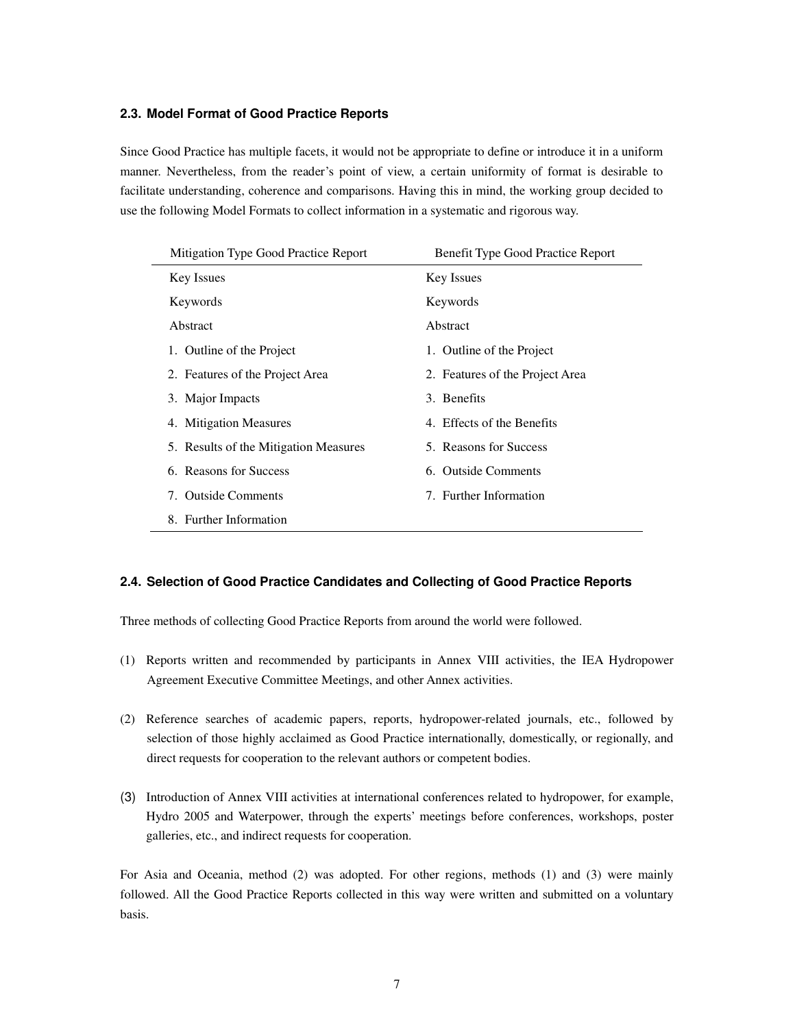### 2.3. Model Format of Good Practice Reports

Since Good Practice has multiple facets, it would not be appropriate to define or introduce it in a uniform manner. Nevertheless, from the reader's point of view, a certain uniformity of format is desirable to facilitate understanding, coherence and comparisons. Having this in mind, the working group decided to use the following Model Formats to collect information in a systematic and rigorous way.

| Mitigation Type Good Practice Report | Benefit Type Good Practice Report |
|---|---|
| Key Issues | Key Issues |
| Keywords | Keywords |
| Abstract | Abstract |
| 1. Outline of the Project | 1. Outline of the Project |
| 2. Features of the Project Area | 2. Features of the Project Area |
| 3. Major Impacts | 3. Benefits |
| 4. Mitigation Measures | 4. Effects of the Benefits |
| 5. Results of the Mitigation Measures | 5. Reasons for Success |
| 6. Reasons for Success | 6. Outside Comments |
| 7. Outside Comments | 7. Further Information |
| 8. Further Information | |

### 2.4. Selection of Good Practice Candidates and Collecting of Good Practice Reports

Three methods of collecting Good Practice Reports from around the world were followed.

(1) Reports written and recommended by participants in Annex VIII activities, the IEA Hydropower Agreement Executive Committee Meetings, and other Annex activities.

(2) Reference searches of academic papers, reports, hydropower-related journals, etc., followed by selection of those highly acclaimed as Good Practice internationally, domestically, or regionally, and direct requests for cooperation to the relevant authors or competent bodies.

(3) Introduction of Annex VIII activities at international conferences related to hydropower, for example, Hydro 2005 and Waterpower, through the experts' meetings before conferences, workshops, poster galleries, etc., and indirect requests for cooperation.

For Asia and Oceania, method (2) was adopted. For other regions, methods (1) and (3) were mainly followed. All the Good Practice Reports collected in this way were written and submitted on a voluntary basis.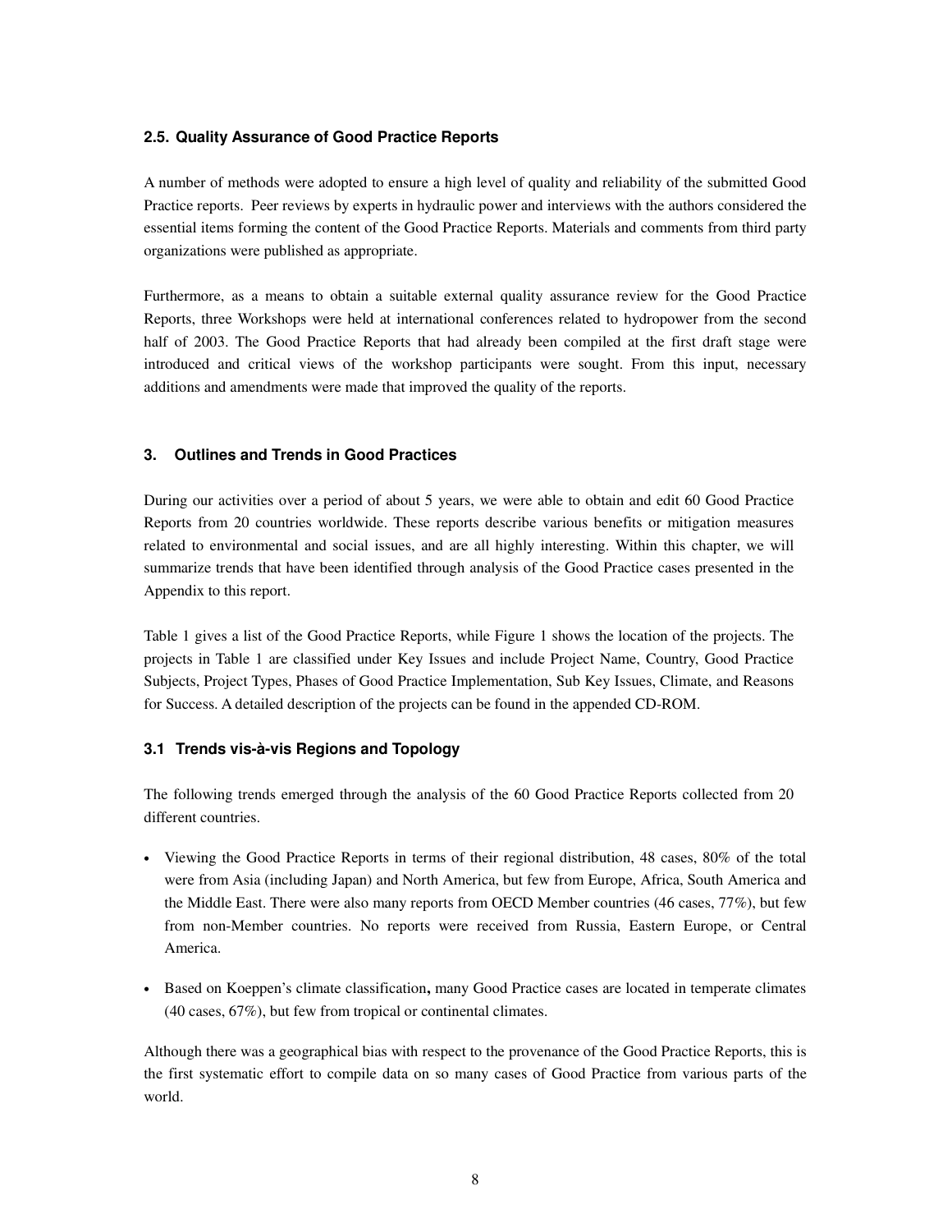### 2.5. Quality Assurance of Good Practice Reports

A number of methods were adopted to ensure a high level of quality and reliability of the submitted Good Practice reports. Peer reviews by experts in hydraulic power and interviews with the authors considered the essential items forming the content of the Good Practice Reports. Materials and comments from third party organizations were published as appropriate.

Furthermore, as a means to obtain a suitable external quality assurance review for the Good Practice Reports, three Workshops were held at international conferences related to hydropower from the second half of 2003. The Good Practice Reports that had already been compiled at the first draft stage were introduced and critical views of the workshop participants were sought. From this input, necessary additions and amendments were made that improved the quality of the reports.

## 3. Outlines and Trends in Good Practices

During our activities over a period of about 5 years, we were able to obtain and edit 60 Good Practice Reports from 20 countries worldwide. These reports describe various benefits or mitigation measures related to environmental and social issues, and are all highly interesting. Within this chapter, we will summarize trends that have been identified through analysis of the Good Practice cases presented in the Appendix to this report.

Table 1 gives a list of the Good Practice Reports, while Figure 1 shows the location of the projects. The projects in Table 1 are classified under Key Issues and include Project Name, Country, Good Practice Subjects, Project Types, Phases of Good Practice Implementation, Sub Key Issues, Climate, and Reasons for Success. A detailed description of the projects can be found in the appended CD-ROM.

### 3.1 Trends vis-à-vis Regions and Topology

The following trends emerged through the analysis of the 60 Good Practice Reports collected from 20 different countries.

- Viewing the Good Practice Reports in terms of their regional distribution, 48 cases, 80% of the total were from Asia (including Japan) and North America, but few from Europe, Africa, South America and the Middle East. There were also many reports from OECD Member countries (46 cases, 77%), but few from non-Member countries. No reports were received from Russia, Eastern Europe, or Central America.
- Based on Koeppen's climate classification**,** many Good Practice cases are located in temperate climates (40 cases, 67%), but few from tropical or continental climates.

Although there was a geographical bias with respect to the provenance of the Good Practice Reports, this is the first systematic effort to compile data on so many cases of Good Practice from various parts of the world.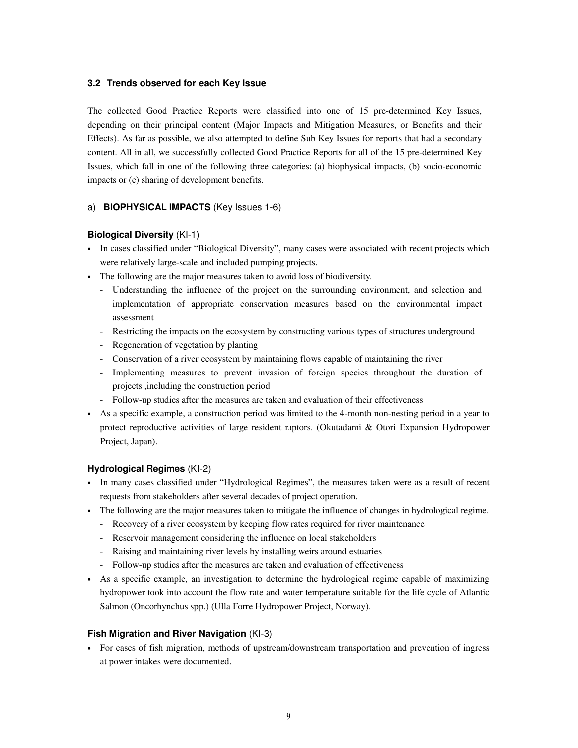### 3.2 Trends observed for each Key Issue

The collected Good Practice Reports were classified into one of 15 pre-determined Key Issues, depending on their principal content (Major Impacts and Mitigation Measures, or Benefits and their Effects). As far as possible, we also attempted to define Sub Key Issues for reports that had a secondary content. All in all, we successfully collected Good Practice Reports for all of the 15 pre-determined Key Issues, which fall in one of the following three categories: (a) biophysical impacts, (b) socio-economic impacts or (c) sharing of development benefits.

#### a) **BIOPHYSICAL IMPACTS** (Key Issues 1-6)

**Biological Diversity** (KI-1)

- In cases classified under "Biological Diversity", many cases were associated with recent projects which were relatively large-scale and included pumping projects.
- The following are the major measures taken to avoid loss of biodiversity.
  - Understanding the influence of the project on the surrounding environment, and selection and implementation of appropriate conservation measures based on the environmental impact assessment
  - Restricting the impacts on the ecosystem by constructing various types of structures underground
  - Regeneration of vegetation by planting
  - Conservation of a river ecosystem by maintaining flows capable of maintaining the river
  - Implementing measures to prevent invasion of foreign species throughout the duration of projects ,including the construction period
  - Follow-up studies after the measures are taken and evaluation of their effectiveness
- As a specific example, a construction period was limited to the 4-month non-nesting period in a year to protect reproductive activities of large resident raptors. (Okutadami & Otori Expansion Hydropower Project, Japan).

**Hydrological Regimes** (KI-2)

- In many cases classified under "Hydrological Regimes", the measures taken were as a result of recent requests from stakeholders after several decades of project operation.
- The following are the major measures taken to mitigate the influence of changes in hydrological regime.
  - Recovery of a river ecosystem by keeping flow rates required for river maintenance
  - Reservoir management considering the influence on local stakeholders
  - Raising and maintaining river levels by installing weirs around estuaries
  - Follow-up studies after the measures are taken and evaluation of effectiveness
- As a specific example, an investigation to determine the hydrological regime capable of maximizing hydropower took into account the flow rate and water temperature suitable for the life cycle of Atlantic Salmon (Oncorhynchus spp.) (Ulla Forre Hydropower Project, Norway).

**Fish Migration and River Navigation** (KI-3)

- For cases of fish migration, methods of upstream/downstream transportation and prevention of ingress at power intakes were documented.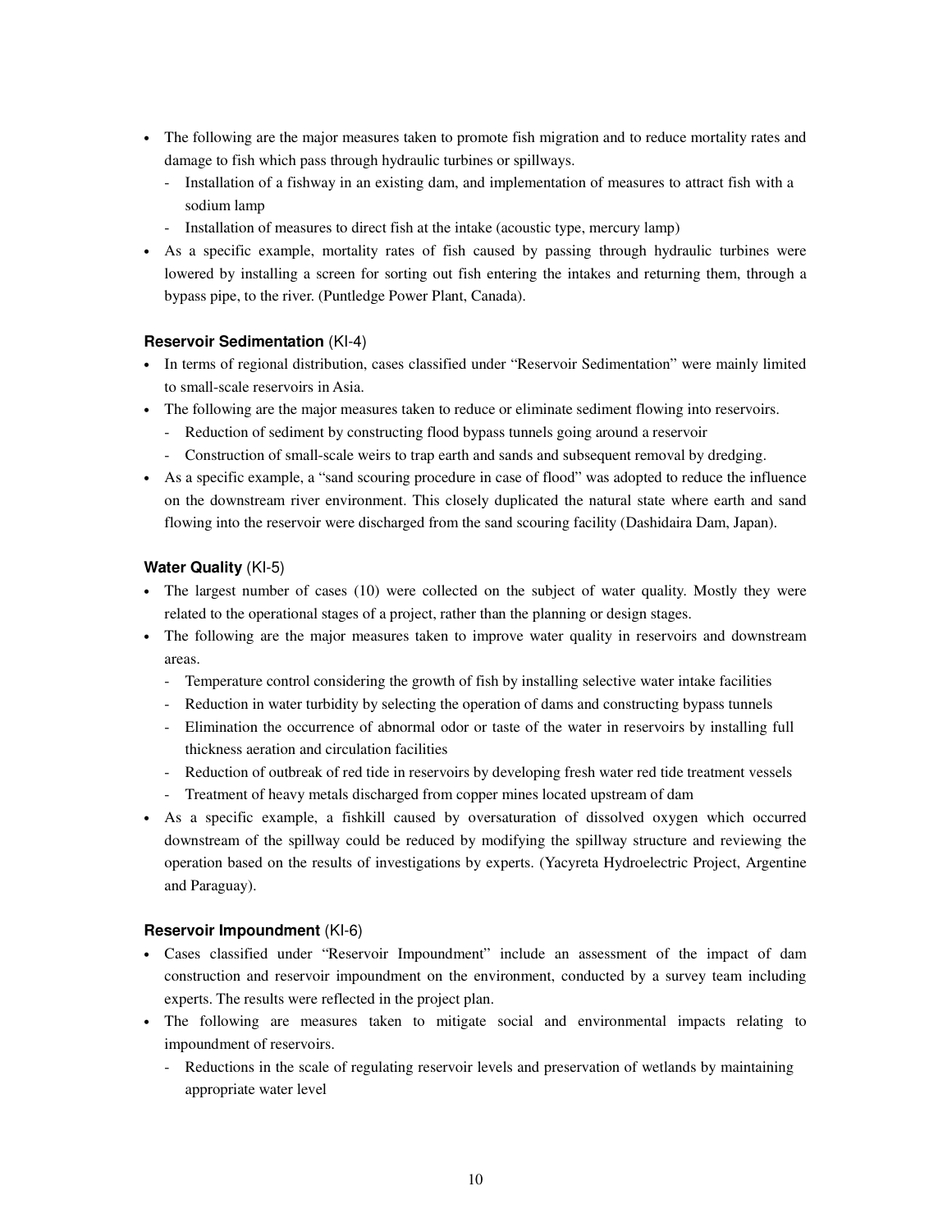- The following are the major measures taken to promote fish migration and to reduce mortality rates and damage to fish which pass through hydraulic turbines or spillways.
  - Installation of a fishway in an existing dam, and implementation of measures to attract fish with a sodium lamp
  - Installation of measures to direct fish at the intake (acoustic type, mercury lamp)
- As a specific example, mortality rates of fish caused by passing through hydraulic turbines were lowered by installing a screen for sorting out fish entering the intakes and returning them, through a bypass pipe, to the river. (Puntledge Power Plant, Canada).

### **Reservoir Sedimentation** (KI-4)

- In terms of regional distribution, cases classified under "Reservoir Sedimentation" were mainly limited to small-scale reservoirs in Asia.
- The following are the major measures taken to reduce or eliminate sediment flowing into reservoirs.
  - Reduction of sediment by constructing flood bypass tunnels going around a reservoir
  - Construction of small-scale weirs to trap earth and sands and subsequent removal by dredging.
- As a specific example, a "sand scouring procedure in case of flood" was adopted to reduce the influence on the downstream river environment. This closely duplicated the natural state where earth and sand flowing into the reservoir were discharged from the sand scouring facility (Dashidaira Dam, Japan).

### **Water Quality** (KI-5)

- The largest number of cases (10) were collected on the subject of water quality. Mostly they were related to the operational stages of a project, rather than the planning or design stages.
- The following are the major measures taken to improve water quality in reservoirs and downstream areas.
  - Temperature control considering the growth of fish by installing selective water intake facilities
  - Reduction in water turbidity by selecting the operation of dams and constructing bypass tunnels
  - Elimination the occurrence of abnormal odor or taste of the water in reservoirs by installing full thickness aeration and circulation facilities
  - Reduction of outbreak of red tide in reservoirs by developing fresh water red tide treatment vessels
  - Treatment of heavy metals discharged from copper mines located upstream of dam
- As a specific example, a fishkill caused by oversaturation of dissolved oxygen which occurred downstream of the spillway could be reduced by modifying the spillway structure and reviewing the operation based on the results of investigations by experts. (Yacyreta Hydroelectric Project, Argentine and Paraguay).

### **Reservoir Impoundment** (KI-6)

- Cases classified under "Reservoir Impoundment" include an assessment of the impact of dam construction and reservoir impoundment on the environment, conducted by a survey team including experts. The results were reflected in the project plan.
- The following are measures taken to mitigate social and environmental impacts relating to impoundment of reservoirs.
  - Reductions in the scale of regulating reservoir levels and preservation of wetlands by maintaining appropriate water level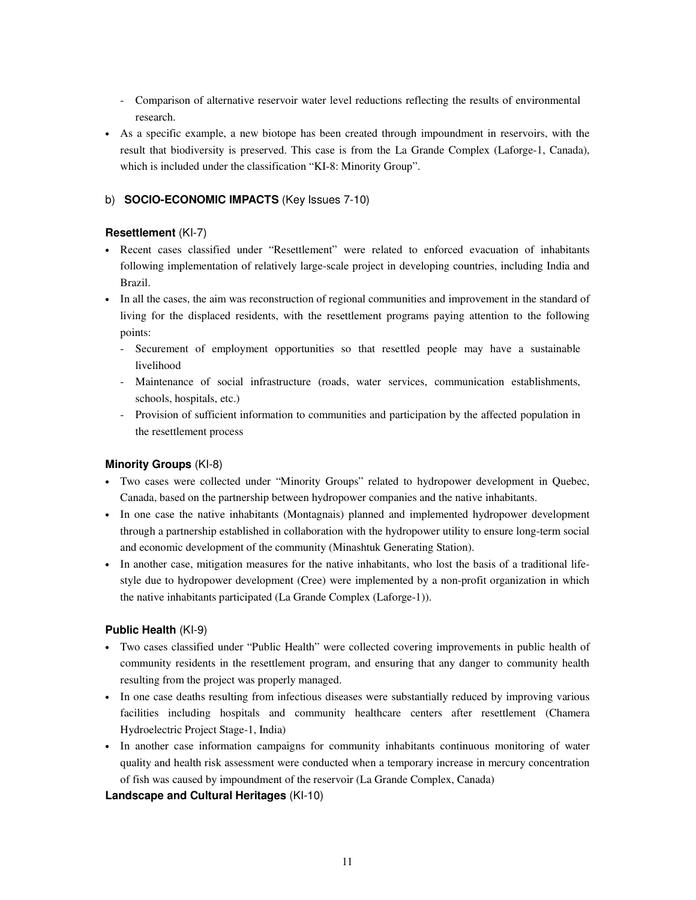- Comparison of alternative reservoir water level reductions reflecting the results of environmental research.
- As a specific example, a new biotope has been created through impoundment in reservoirs, with the result that biodiversity is preserved. This case is from the La Grande Complex (Laforge-1, Canada), which is included under the classification "KI-8: Minority Group".

### b) **SOCIO-ECONOMIC IMPACTS** (Key Issues 7-10)

#### **Resettlement** (KI-7)

- Recent cases classified under "Resettlement" were related to enforced evacuation of inhabitants following implementation of relatively large-scale project in developing countries, including India and Brazil.
- In all the cases, the aim was reconstruction of regional communities and improvement in the standard of living for the displaced residents, with the resettlement programs paying attention to the following points:
  - Securement of employment opportunities so that resettled people may have a sustainable livelihood
  - Maintenance of social infrastructure (roads, water services, communication establishments, schools, hospitals, etc.)
  - Provision of sufficient information to communities and participation by the affected population in the resettlement process

#### **Minority Groups** (KI-8)

- Two cases were collected under "Minority Groups" related to hydropower development in Quebec, Canada, based on the partnership between hydropower companies and the native inhabitants.
- In one case the native inhabitants (Montagnais) planned and implemented hydropower development through a partnership established in collaboration with the hydropower utility to ensure long-term social and economic development of the community (Minashtuk Generating Station).
- In another case, mitigation measures for the native inhabitants, who lost the basis of a traditional life-style due to hydropower development (Cree) were implemented by a non-profit organization in which the native inhabitants participated (La Grande Complex (Laforge-1)).

#### **Public Health** (KI-9)

- Two cases classified under "Public Health" were collected covering improvements in public health of community residents in the resettlement program, and ensuring that any danger to community health resulting from the project was properly managed.
- In one case deaths resulting from infectious diseases were substantially reduced by improving various facilities including hospitals and community healthcare centers after resettlement (Chamera Hydroelectric Project Stage-1, India)
- In another case information campaigns for community inhabitants continuous monitoring of water quality and health risk assessment were conducted when a temporary increase in mercury concentration of fish was caused by impoundment of the reservoir (La Grande Complex, Canada)

#### **Landscape and Cultural Heritages** (KI-10)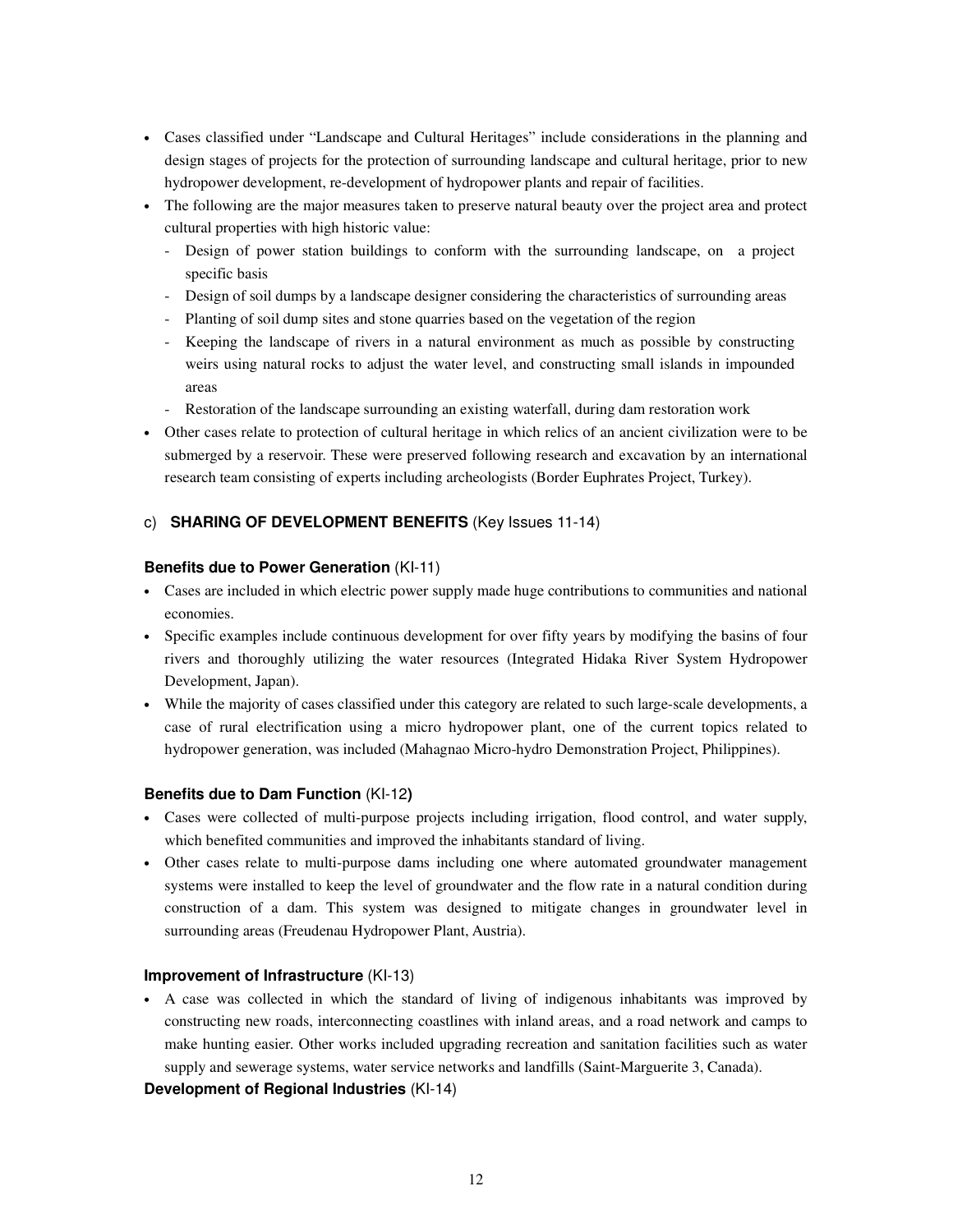- Cases classified under "Landscape and Cultural Heritages" include considerations in the planning and design stages of projects for the protection of surrounding landscape and cultural heritage, prior to new hydropower development, re-development of hydropower plants and repair of facilities.
- The following are the major measures taken to preserve natural beauty over the project area and protect cultural properties with high historic value:
  - Design of power station buildings to conform with the surrounding landscape, on a project specific basis
  - Design of soil dumps by a landscape designer considering the characteristics of surrounding areas
  - Planting of soil dump sites and stone quarries based on the vegetation of the region
  - Keeping the landscape of rivers in a natural environment as much as possible by constructing weirs using natural rocks to adjust the water level, and constructing small islands in impounded areas
  - Restoration of the landscape surrounding an existing waterfall, during dam restoration work
- Other cases relate to protection of cultural heritage in which relics of an ancient civilization were to be submerged by a reservoir. These were preserved following research and excavation by an international research team consisting of experts including archeologists (Border Euphrates Project, Turkey).

### c) **SHARING OF DEVELOPMENT BENEFITS** (Key Issues 11-14)

#### **Benefits due to Power Generation** (KI-11)

- Cases are included in which electric power supply made huge contributions to communities and national economies.
- Specific examples include continuous development for over fifty years by modifying the basins of four rivers and thoroughly utilizing the water resources (Integrated Hidaka River System Hydropower Development, Japan).
- While the majority of cases classified under this category are related to such large-scale developments, a case of rural electrification using a micro hydropower plant, one of the current topics related to hydropower generation, was included (Mahagnao Micro-hydro Demonstration Project, Philippines).

#### **Benefits due to Dam Function** (KI-12)

- Cases were collected of multi-purpose projects including irrigation, flood control, and water supply, which benefited communities and improved the inhabitants standard of living.
- Other cases relate to multi-purpose dams including one where automated groundwater management systems were installed to keep the level of groundwater and the flow rate in a natural condition during construction of a dam. This system was designed to mitigate changes in groundwater level in surrounding areas (Freudenau Hydropower Plant, Austria).

#### **Improvement of Infrastructure** (KI-13)

- A case was collected in which the standard of living of indigenous inhabitants was improved by constructing new roads, interconnecting coastlines with inland areas, and a road network and camps to make hunting easier. Other works included upgrading recreation and sanitation facilities such as water supply and sewerage systems, water service networks and landfills (Saint-Marguerite 3, Canada).

#### **Development of Regional Industries** (KI-14)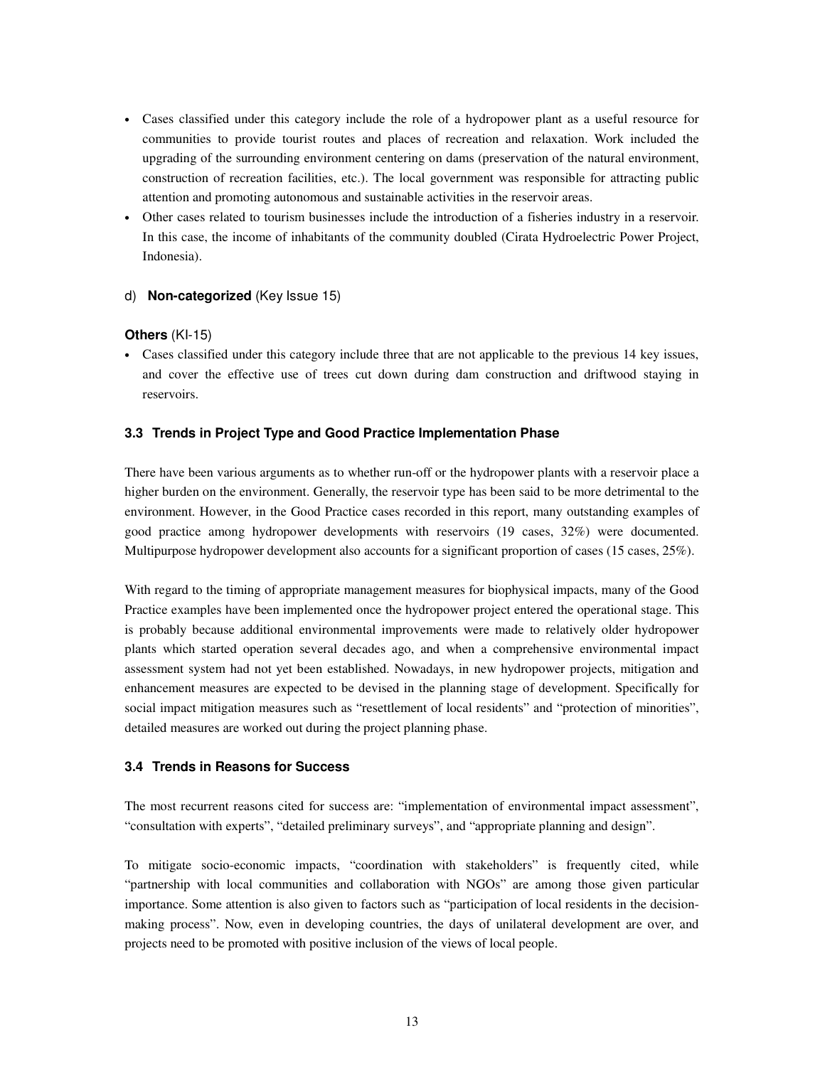- Cases classified under this category include the role of a hydropower plant as a useful resource for communities to provide tourist routes and places of recreation and relaxation. Work included the upgrading of the surrounding environment centering on dams (preservation of the natural environment, construction of recreation facilities, etc.). The local government was responsible for attracting public attention and promoting autonomous and sustainable activities in the reservoir areas.
- Other cases related to tourism businesses include the introduction of a fisheries industry in a reservoir. In this case, the income of inhabitants of the community doubled (Cirata Hydroelectric Power Project, Indonesia).

d) **Non-categorized** (Key Issue 15)

**Others** (KI-15)

- Cases classified under this category include three that are not applicable to the previous 14 key issues, and cover the effective use of trees cut down during dam construction and driftwood staying in reservoirs.

### 3.3 Trends in Project Type and Good Practice Implementation Phase

There have been various arguments as to whether run-off or the hydropower plants with a reservoir place a higher burden on the environment. Generally, the reservoir type has been said to be more detrimental to the environment. However, in the Good Practice cases recorded in this report, many outstanding examples of good practice among hydropower developments with reservoirs (19 cases, 32%) were documented. Multipurpose hydropower development also accounts for a significant proportion of cases (15 cases, 25%).

With regard to the timing of appropriate management measures for biophysical impacts, many of the Good Practice examples have been implemented once the hydropower project entered the operational stage. This is probably because additional environmental improvements were made to relatively older hydropower plants which started operation several decades ago, and when a comprehensive environmental impact assessment system had not yet been established. Nowadays, in new hydropower projects, mitigation and enhancement measures are expected to be devised in the planning stage of development. Specifically for social impact mitigation measures such as "resettlement of local residents" and "protection of minorities", detailed measures are worked out during the project planning phase.

### 3.4 Trends in Reasons for Success

The most recurrent reasons cited for success are: "implementation of environmental impact assessment", "consultation with experts", "detailed preliminary surveys", and "appropriate planning and design".

To mitigate socio-economic impacts, "coordination with stakeholders" is frequently cited, while "partnership with local communities and collaboration with NGOs" are among those given particular importance. Some attention is also given to factors such as "participation of local residents in the decision-making process". Now, even in developing countries, the days of unilateral development are over, and projects need to be promoted with positive inclusion of the views of local people.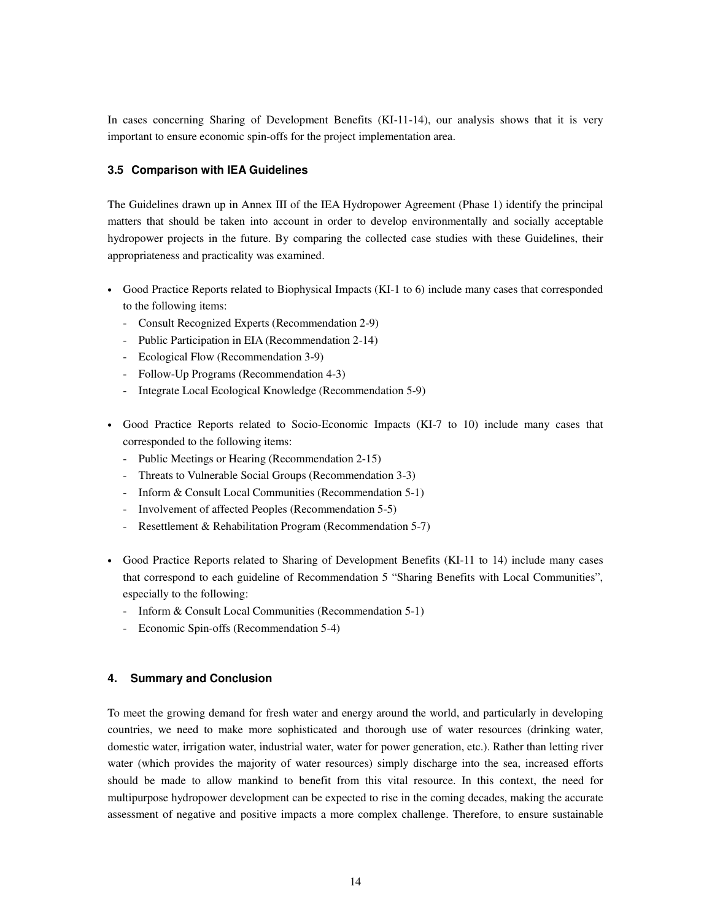In cases concerning Sharing of Development Benefits (KI-11-14), our analysis shows that it is very important to ensure economic spin-offs for the project implementation area.

### 3.5 Comparison with IEA Guidelines

The Guidelines drawn up in Annex III of the IEA Hydropower Agreement (Phase 1) identify the principal matters that should be taken into account in order to develop environmentally and socially acceptable hydropower projects in the future. By comparing the collected case studies with these Guidelines, their appropriateness and practicality was examined.

- Good Practice Reports related to Biophysical Impacts (KI-1 to 6) include many cases that corresponded to the following items:
  - Consult Recognized Experts (Recommendation 2-9)
  - Public Participation in EIA (Recommendation 2-14)
  - Ecological Flow (Recommendation 3-9)
  - Follow-Up Programs (Recommendation 4-3)
  - Integrate Local Ecological Knowledge (Recommendation 5-9)

- Good Practice Reports related to Socio-Economic Impacts (KI-7 to 10) include many cases that corresponded to the following items:
  - Public Meetings or Hearing (Recommendation 2-15)
  - Threats to Vulnerable Social Groups (Recommendation 3-3)
  - Inform & Consult Local Communities (Recommendation 5-1)
  - Involvement of affected Peoples (Recommendation 5-5)
  - Resettlement & Rehabilitation Program (Recommendation 5-7)

- Good Practice Reports related to Sharing of Development Benefits (KI-11 to 14) include many cases that correspond to each guideline of Recommendation 5 "Sharing Benefits with Local Communities", especially to the following:
  - Inform & Consult Local Communities (Recommendation 5-1)
  - Economic Spin-offs (Recommendation 5-4)

## 4. Summary and Conclusion

To meet the growing demand for fresh water and energy around the world, and particularly in developing countries, we need to make more sophisticated and thorough use of water resources (drinking water, domestic water, irrigation water, industrial water, water for power generation, etc.). Rather than letting river water (which provides the majority of water resources) simply discharge into the sea, increased efforts should be made to allow mankind to benefit from this vital resource. In this context, the need for multipurpose hydropower development can be expected to rise in the coming decades, making the accurate assessment of negative and positive impacts a more complex challenge. Therefore, to ensure sustainable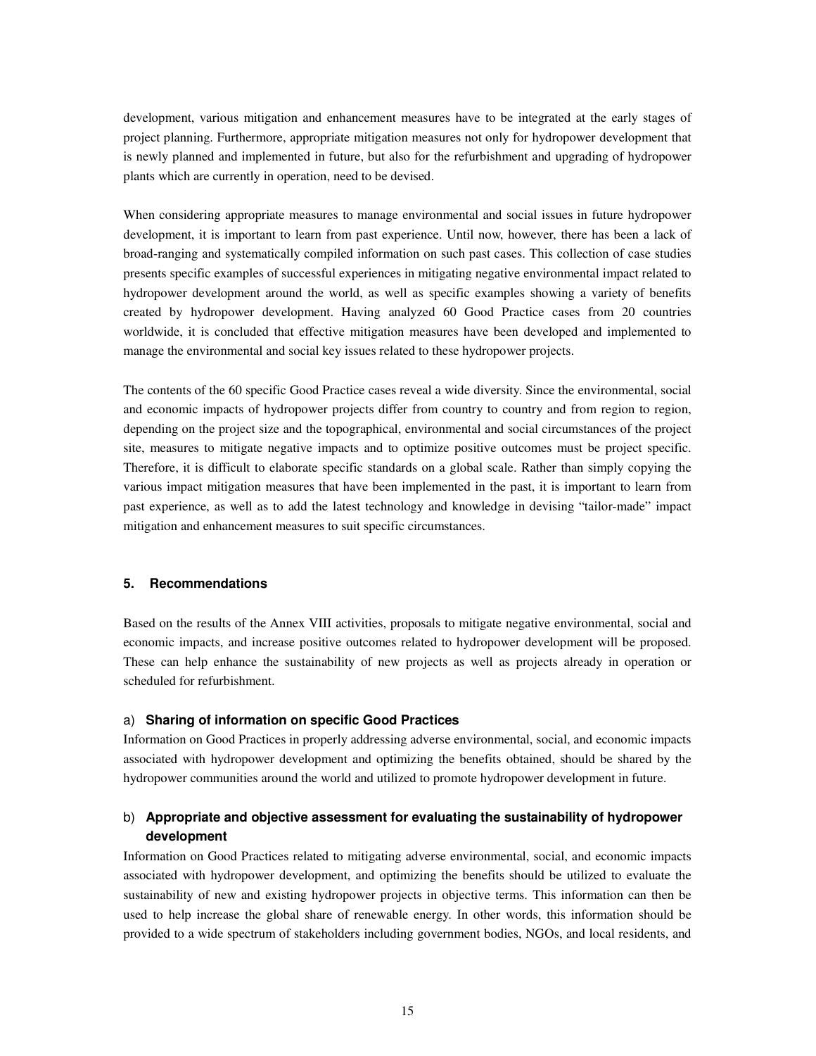development, various mitigation and enhancement measures have to be integrated at the early stages of project planning. Furthermore, appropriate mitigation measures not only for hydropower development that is newly planned and implemented in future, but also for the refurbishment and upgrading of hydropower plants which are currently in operation, need to be devised.

When considering appropriate measures to manage environmental and social issues in future hydropower development, it is important to learn from past experience. Until now, however, there has been a lack of broad-ranging and systematically compiled information on such past cases. This collection of case studies presents specific examples of successful experiences in mitigating negative environmental impact related to hydropower development around the world, as well as specific examples showing a variety of benefits created by hydropower development. Having analyzed 60 Good Practice cases from 20 countries worldwide, it is concluded that effective mitigation measures have been developed and implemented to manage the environmental and social key issues related to these hydropower projects.

The contents of the 60 specific Good Practice cases reveal a wide diversity. Since the environmental, social and economic impacts of hydropower projects differ from country to country and from region to region, depending on the project size and the topographical, environmental and social circumstances of the project site, measures to mitigate negative impacts and to optimize positive outcomes must be project specific. Therefore, it is difficult to elaborate specific standards on a global scale. Rather than simply copying the various impact mitigation measures that have been implemented in the past, it is important to learn from past experience, as well as to add the latest technology and knowledge in devising "tailor-made" impact mitigation and enhancement measures to suit specific circumstances.

## 5. Recommendations

Based on the results of the Annex VIII activities, proposals to mitigate negative environmental, social and economic impacts, and increase positive outcomes related to hydropower development will be proposed. These can help enhance the sustainability of new projects as well as projects already in operation or scheduled for refurbishment.

### a) Sharing of information on specific Good Practices

Information on Good Practices in properly addressing adverse environmental, social, and economic impacts associated with hydropower development and optimizing the benefits obtained, should be shared by the hydropower communities around the world and utilized to promote hydropower development in future.

### b) Appropriate and objective assessment for evaluating the sustainability of hydropower development

Information on Good Practices related to mitigating adverse environmental, social, and economic impacts associated with hydropower development, and optimizing the benefits should be utilized to evaluate the sustainability of new and existing hydropower projects in objective terms. This information can then be used to help increase the global share of renewable energy. In other words, this information should be provided to a wide spectrum of stakeholders including government bodies, NGOs, and local residents, and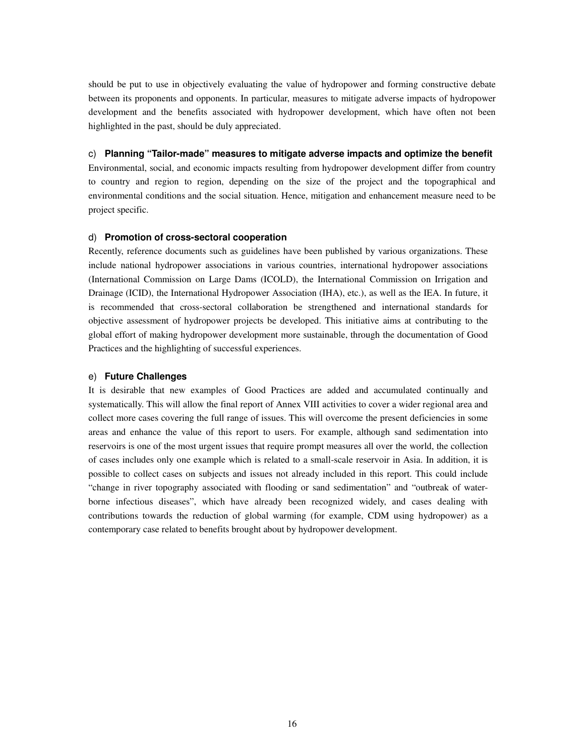should be put to use in objectively evaluating the value of hydropower and forming constructive debate between its proponents and opponents. In particular, measures to mitigate adverse impacts of hydropower development and the benefits associated with hydropower development, which have often not been highlighted in the past, should be duly appreciated.

c) **Planning "Tailor-made" measures to mitigate adverse impacts and optimize the benefit**

Environmental, social, and economic impacts resulting from hydropower development differ from country to country and region to region, depending on the size of the project and the topographical and environmental conditions and the social situation. Hence, mitigation and enhancement measure need to be project specific.

d) **Promotion of cross-sectoral cooperation**

Recently, reference documents such as guidelines have been published by various organizations. These include national hydropower associations in various countries, international hydropower associations (International Commission on Large Dams (ICOLD), the International Commission on Irrigation and Drainage (ICID), the International Hydropower Association (IHA), etc.), as well as the IEA. In future, it is recommended that cross-sectoral collaboration be strengthened and international standards for objective assessment of hydropower projects be developed. This initiative aims at contributing to the global effort of making hydropower development more sustainable, through the documentation of Good Practices and the highlighting of successful experiences.

e) **Future Challenges**

It is desirable that new examples of Good Practices are added and accumulated continually and systematically. This will allow the final report of Annex VIII activities to cover a wider regional area and collect more cases covering the full range of issues. This will overcome the present deficiencies in some areas and enhance the value of this report to users. For example, although sand sedimentation into reservoirs is one of the most urgent issues that require prompt measures all over the world, the collection of cases includes only one example which is related to a small-scale reservoir in Asia. In addition, it is possible to collect cases on subjects and issues not already included in this report. This could include "change in river topography associated with flooding or sand sedimentation" and "outbreak of water-borne infectious diseases", which have already been recognized widely, and cases dealing with contributions towards the reduction of global warming (for example, CDM using hydropower) as a contemporary case related to benefits brought about by hydropower development.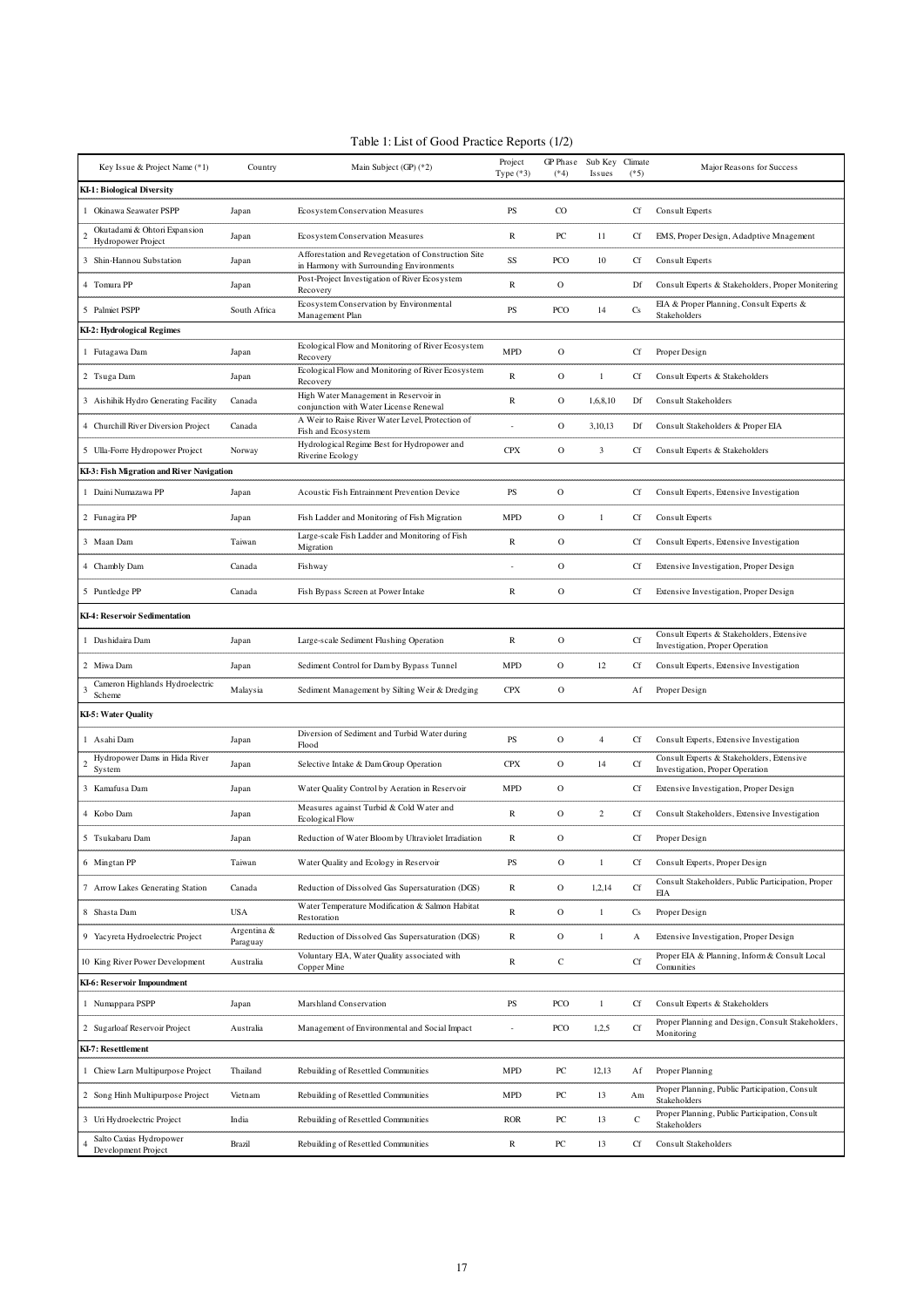Table 1: List of Good Practice Reports (1/2)

| Key Issue & Project Name (*1) | Country | Main Subject (GP) (*2) | Project Type (*3) | GP Phase (*4) | Sub Key Issues | Climate (*5) | Major Reasons for Success |
|---|---|---|---|---|---|---|---|
| **KI-1: Biological Diversity** | | | | | | | |
| 1 Okinawa Seawater PSPP | Japan | Ecosystem Conservation Measures | PS | CO | | Cf | Consult Experts |
| 2 Okutadami & Ohtori Expansion Hydropower Project | Japan | Ecosystem Conservation Measures | R | PC | 11 | Cf | EMS, Proper Design, Adadptive Mnagement |
| 3 Shin-Hannou Substation | Japan | Afforestation and Revegetation of Construction Site in Harmony with Surrounding Environments | SS | PCO | 10 | Cf | Consult Experts |
| 4 Tomura PP | Japan | Post-Project Investigation of River Ecosystem Recovery | R | O | | Df | Consult Experts & Stakeholders, Proper Monitering |
| 5 Palmiet PSPP | South Africa | Ecosystem Conservation by Environmental Management Plan | PS | PCO | 14 | Cs | EIA & Proper Planning, Consult Experts & Stakeholders |
| **KI-2: Hydrological Regimes** | | | | | | | |
| 1 Futagawa Dam | Japan | Ecological Flow and Monitoring of River Ecosystem Recovery | MPD | O | | Cf | Proper Design |
| 2 Tsuga Dam | Japan | Ecological Flow and Monitoring of River Ecosystem Recovery | R | O | 1 | Cf | Consult Experts & Stakeholders |
| 3 Aishihik Hydro Generating Facility | Canada | High Water Management in Reservoir in conjunction with Water License Renewal | R | O | 1,6,8,10 | Df | Consult Stakeholders |
| 4 Churchill River Diversion Project | Canada | A Weir to Raise River Water Level, Protection of Fish and Ecosystem | - | O | 3,10,13 | Df | Consult Stakeholders & Proper EIA |
| 5 Ulla-Forre Hydropower Project | Norway | Hydrological Regime Best for Hydropower and Riverine Ecology | CPX | O | 3 | Cf | Consult Experts & Stakeholders |
| **KI-3: Fish Migration and River Navigation** | | | | | | | |
| 1 Daini Numazawa PP | Japan | Acoustic Fish Entrainment Prevention Device | PS | O | | Cf | Consult Experts, Extensive Investigation |
| 2 Funagira PP | Japan | Fish Ladder and Monitoring of Fish Migration | MPD | O | 1 | Cf | Consult Experts |
| 3 Maan Dam | Taiwan | Large-scale Fish Ladder and Monitoring of Fish Migration | R | O | | Cf | Consult Experts, Extensive Investigation |
| 4 Chambly Dam | Canada | Fishway | - | O | | Cf | Extensive Investigation, Proper Design |
| 5 Puntledge PP | Canada | Fish Bypass Screen at Power Intake | R | O | | Cf | Extensive Investigation, Proper Design |
| **KI-4: Reservoir Sedimentation** | | | | | | | |
| 1 Dashidaira Dam | Japan | Large-scale Sediment Flushing Operation | R | O | | Cf | Consult Experts & Stakeholders, Extensive Investigation, Proper Operation |
| 2 Miwa Dam | Japan | Sediment Control for Dam by Bypass Tunnel | MPD | O | 12 | Cf | Consult Experts, Extensive Investigation |
| 3 Cameron Highlands Hydroelectric Scheme | Malaysia | Sediment Management by Silting Weir & Dredging | CPX | O | | Af | Proper Design |
| **KI-5: Water Quality** | | | | | | | |
| 1 Asahi Dam | Japan | Diversion of Sediment and Turbid Water during Flood | PS | O | 4 | Cf | Consult Experts, Extensive Investigation |
| 2 Hydropower Dams in Hida River System | Japan | Selective Intake & Dam Group Operation | CPX | O | 14 | Cf | Consult Experts & Stakeholders, Extensive Investigation, Proper Operation |
| 3 Kamafusa Dam | Japan | Water Quality Control by Aeration in Reservoir | MPD | O | | Cf | Extensive Investigation, Proper Design |
| 4 Kobo Dam | Japan | Measures against Turbid & Cold Water and Ecological Flow | R | O | 2 | Cf | Consult Stakeholders, Extensive Investigation |
| 5 Tsukabaru Dam | Japan | Reduction of Water Bloom by Ultraviolet Irradiation | R | O | | Cf | Proper Design |
| 6 Mingtan PP | Taiwan | Water Quality and Ecology in Reservoir | PS | O | 1 | Cf | Consult Experts, Proper Design |
| 7 Arrow Lakes Generating Station | Canada | Reduction of Dissolved Gas Supersaturation (DGS) | R | O | 1,2,14 | Cf | Consult Stakeholders, Public Participation, Proper EIA |
| 8 Shasta Dam | USA | Water Temperature Modification & Salmon Habitat Restoration | R | O | 1 | Cs | Proper Design |
| 9 Yacyreta Hydroelectric Project | Argentina & Paraguay | Reduction of Dissolved Gas Supersaturation (DGS) | R | O | 1 | A | Extensive Investigation, Proper Design |
| 10 King River Power Development | Australia | Voluntary EIA, Water Quality associated with Copper Mine | R | C | | Cf | Proper EIA & Planning, Inform & Consult Local Comunities |
| **KI-6: Reservoir Impoundment** | | | | | | | |
| 1 Numappara PSPP | Japan | Marshland Conservation | PS | PCO | 1 | Cf | Consult Experts & Stakeholders |
| 2 Sugarloaf Reservoir Project | Australia | Management of Environmental and Social Impact | - | PCO | 1,2,5 | Cf | Proper Planning and Design, Consult Stakeholders, Monitoring |
| **KI-7: Resettlement** | | | | | | | |
| 1 Chiew Larn Multipurpose Project | Thailand | Rebuilding of Resettled Communities | MPD | PC | 12,13 | Af | Proper Planning |
| 2 Song Hinh Multipurpose Project | Vietnam | Rebuilding of Resettled Communities | MPD | PC | 13 | Am | Proper Planning, Public Participation, Consult Stakeholders |
| 3 Uri Hydroelectric Project | India | Rebuilding of Resettled Communities | ROR | PC | 13 | C | Proper Planning, Public Participation, Consult Stakeholders |
| 4 Salto Caxias Hydropower Development Project | Brazil | Rebuilding of Resettled Communities | R | PC | 13 | Cf | Consult Stakeholders |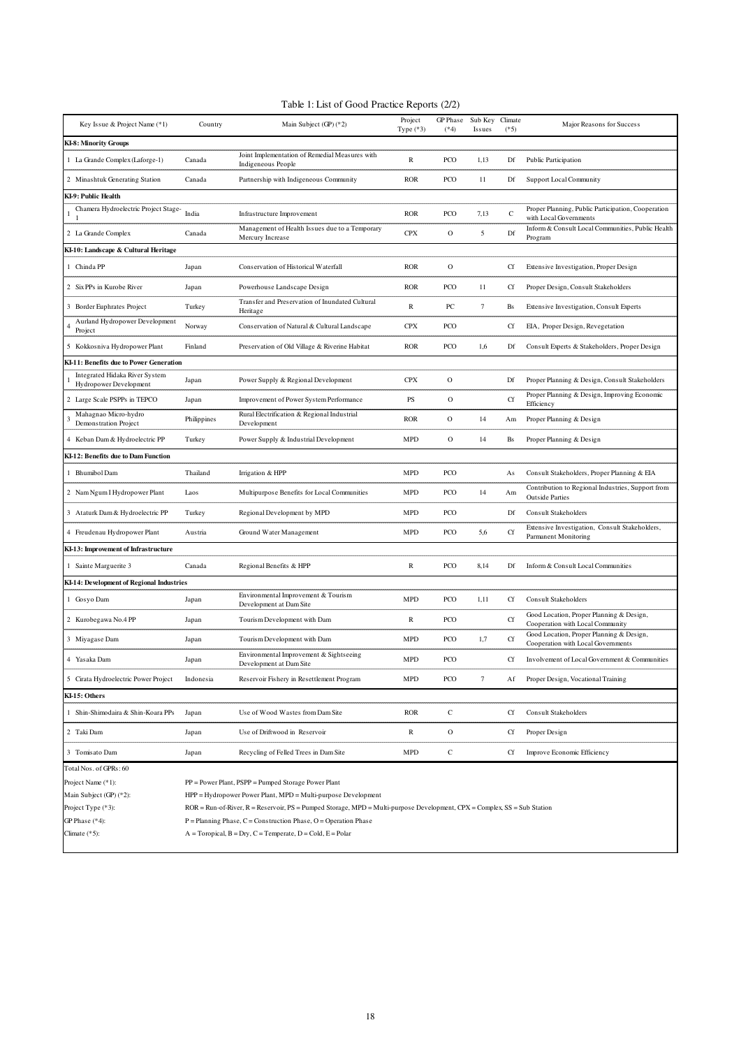Table 1: List of Good Practice Reports (2/2)

| Key Issue & Project Name (*1) | Country | Main Subject (GP) (*2) | Project Type (*3) | GP Phase (*4) | Sub Key Issues | Climate (*5) | Major Reasons for Success |
|---|---|---|---|---|---|---|---|
| **KI-8: Minority Groups** | | | | | | | |
| 1 La Grande Complex (Laforge-1) | Canada | Joint Implementation of Remedial Measures with Indigeneous People | R | PCO | 1,13 | Df | Public Participation |
| 2 Minashtuk Generating Station | Canada | Partnership with Indigeneous Community | ROR | PCO | 11 | Df | Support Local Community |
| **KI-9: Public Health** | | | | | | | |
| 1 Chamera Hydroelectric Project Stage-1 | India | Infrastructure Improvement | ROR | PCO | 7,13 | C | Proper Planning, Public Participation, Cooperation with Local Governments |
| 2 La Grande Complex | Canada | Management of Health Issues due to a Temporary Mercury Increase | CPX | O | 5 | Df | Inform & Consult Local Communities, Public Health Program |
| **KI-10: Landscape & Cultural Heritage** | | | | | | | |
| 1 Chinda PP | Japan | Conservation of Historical Waterfall | ROR | O | | Cf | Extensive Investigation, Proper Design |
| 2 Six PPs in Kurobe River | Japan | Powerhouse Landscape Design | ROR | PCO | 11 | Cf | Proper Design, Consult Stakeholders |
| 3 Border Euphrates Project | Turkey | Transfer and Preservation of Inundated Cultural Heritage | R | PC | 7 | Bs | Extensive Investigation, Consult Experts |
| 4 Aurland Hydropower Development Project | Norway | Conservation of Natural & Cultural Landscape | CPX | PCO | | Cf | EIA, Proper Design, Revegetation |
| 5 Kokkosniva Hydropower Plant | Finland | Preservation of Old Village & Riverine Habitat | ROR | PCO | 1,6 | Df | Consult Experts & Stakeholders, Proper Design |
| **KI-11: Benefits due to Power Generation** | | | | | | | |
| 1 Integrated Hidaka River System Hydropower Development | Japan | Power Supply & Regional Development | CPX | O | | Df | Proper Planning & Design, Consult Stakeholders |
| 2 Large Scale PSPPs in TEPCO | Japan | Improvement of Power System Performance | PS | O | | Cf | Proper Planning & Design, Improving Economic Efficiency |
| 3 Mahagnao Micro-hydro Demonstration Project | Philippines | Rural Electrification & Regional Industrial Development | ROR | O | 14 | Am | Proper Planning & Design |
| 4 Keban Dam & Hydroelectric PP | Turkey | Power Supply & Industrial Development | MPD | O | 14 | Bs | Proper Planning & Design |
| **KI-12: Benefits due to Dam Function** | | | | | | | |
| 1 Bhumibol Dam | Thailand | Irrigation & HPP | MPD | PCO | | As | Consult Stakeholders, Proper Planning & EIA |
| 2 Nam Ngum I Hydropower Plant | Laos | Multipurpose Benefits for Local Communities | MPD | PCO | 14 | Am | Contribution to Regional Industries, Support from Outside Parties |
| 3 Ataturk Dam & Hydroelectric PP | Turkey | Regional Development by MPD | MPD | PCO | | Df | Consult Stakeholders |
| 4 Freudenau Hydropower Plant | Austria | Ground Water Management | MPD | PCO | 5,6 | Cf | Extensive Investigation, Consult Stakeholders, Parmanent Monitoring |
| **KI-13: Improvement of Infrastructure** | | | | | | | |
| 1 Sainte Marguerite 3 | Canada | Regional Benefits & HPP | R | PCO | 8,14 | Df | Inform & Consult Local Communities |
| **KI-14: Development of Regional Industries** | | | | | | | |
| 1 Gosyo Dam | Japan | Environmental Improvement & Tourism Development at Dam Site | MPD | PCO | 1,11 | Cf | Consult Stakeholders |
| 2 Kurobegawa No.4 PP | Japan | Tourism Development with Dam | R | PCO | | Cf | Good Location, Proper Planning & Design, Cooperation with Local Community |
| 3 Miyagase Dam | Japan | Tourism Development with Dam | MPD | PCO | 1,7 | Cf | Good Location, Proper Planning & Design, Cooperation with Local Governments |
| 4 Yasaka Dam | Japan | Environmental Improvement & Sightseeing Development at Dam Site | MPD | PCO | | Cf | Involvement of Local Government & Communities |
| 5 Cirata Hydroelectric Power Project | Indonesia | Reservoir Fishery in Resettlement Program | MPD | PCO | 7 | Af | Proper Design, Vocational Training |
| **KI-15: Others** | | | | | | | |
| 1 Shin-Shimodaira & Shin-Koara PPs | Japan | Use of Wood Wastes from Dam Site | ROR | C | | Cf | Consult Stakeholders |
| 2 Taki Dam | Japan | Use of Driftwood in Reservoir | R | O | | Cf | Proper Design |
| 3 Tomisato Dam | Japan | Recycling of Felled Trees in Dam Site | MPD | C | | Cf | Improve Economic Efficiency |

Total Nos. of GPRs: 60

Project Name (*1): PP = Power Plant, PSPP = Pumped Storage Power Plant

Main Subject (GP) (*2): HPP = Hydropower Power Plant, MPD = Multi-purpose Development

Project Type (*3): ROR = Run-of-River, R = Reservoir, PS = Pumped Storage, MPD = Multi-purpose Development, CPX = Complex, SS = Sub Station

GP Phase (*4): P = Planning Phase, C = Construction Phase, O = Operation Phase

Climate (*5): A = Toropical, B = Dry, C = Temperate, D = Cold, E = Polar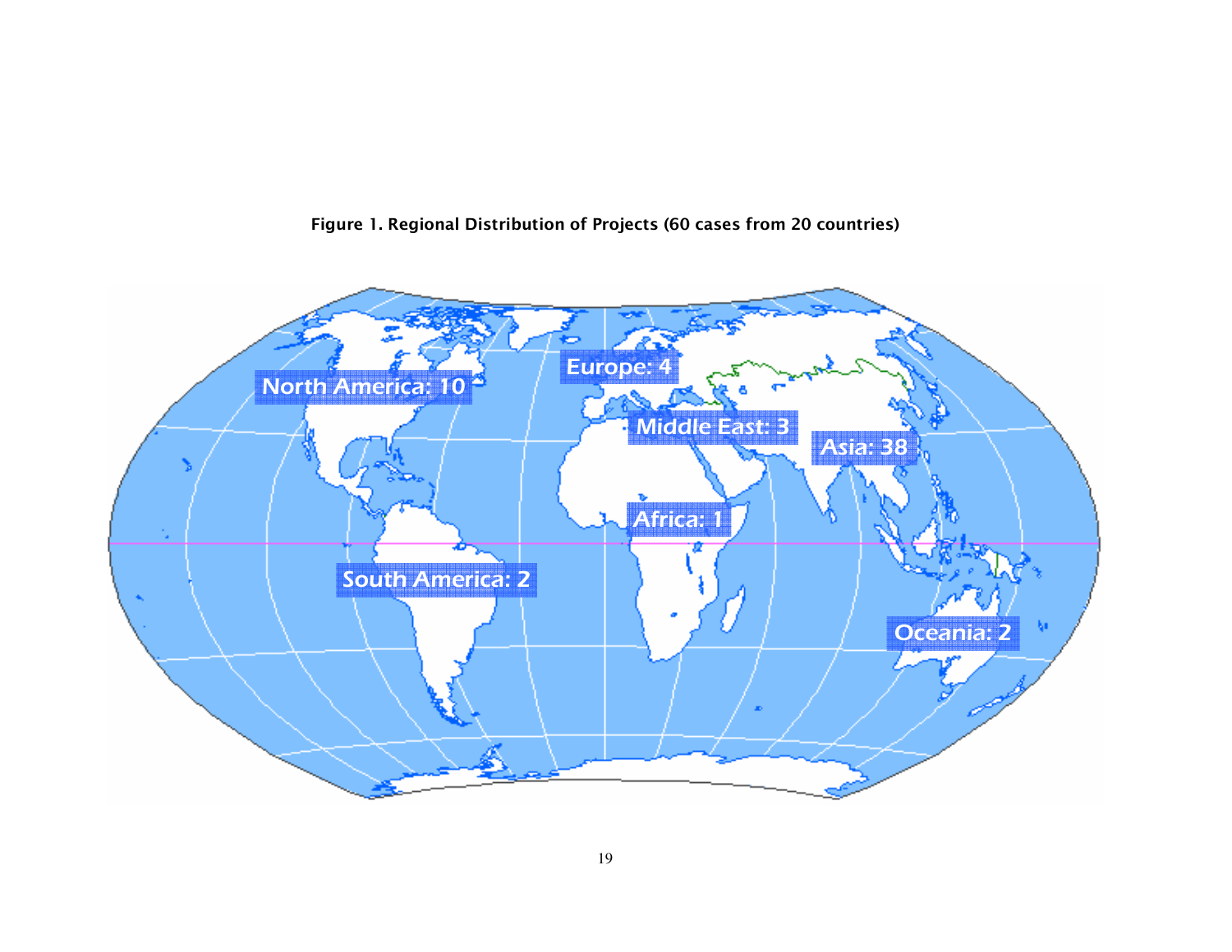**Figure 1. Regional Distribution of Projects (60 cases from 20 countries)**

North America: 10

Europe: 4

Middle East: 3

Asia: 38

Africa: 1

South America: 2

Oceania: 2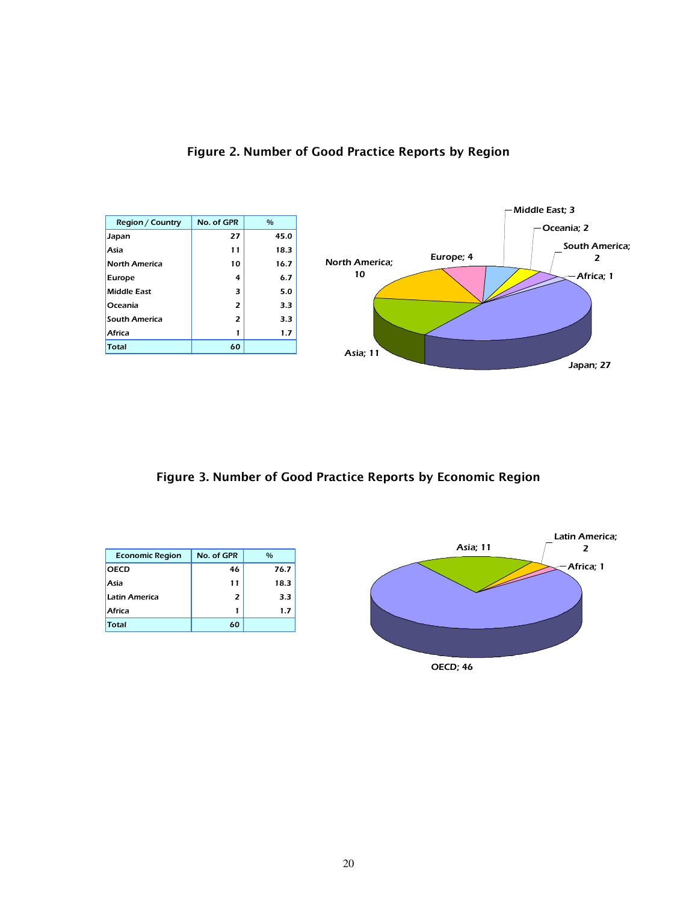## Figure 2. Number of Good Practice Reports by Region

| Region / Country | No. of GPR | % |
|---|---|---|
| Japan | 27 | 45.0 |
| Asia | 11 | 18.3 |
| North America | 10 | 16.7 |
| Europe | 4 | 6.7 |
| Middle East | 3 | 5.0 |
| Oceania | 2 | 3.3 |
| South America | 2 | 3.3 |
| Africa | 1 | 1.7 |
| Total | 60 | |

Middle East; 3
Oceania; 2
South America; 2
Africa; 1
Japan; 27
Asia; 11
North America; 10
Europe; 4

## Figure 3. Number of Good Practice Reports by Economic Region

| Economic Region | No. of GPR | % |
|---|---|---|
| OECD | 46 | 76.7 |
| Asia | 11 | 18.3 |
| Latin America | 2 | 3.3 |
| Africa | 1 | 1.7 |
| Total | 60 | |

Asia; 11
Latin America; 2
Africa; 1
OECD; 46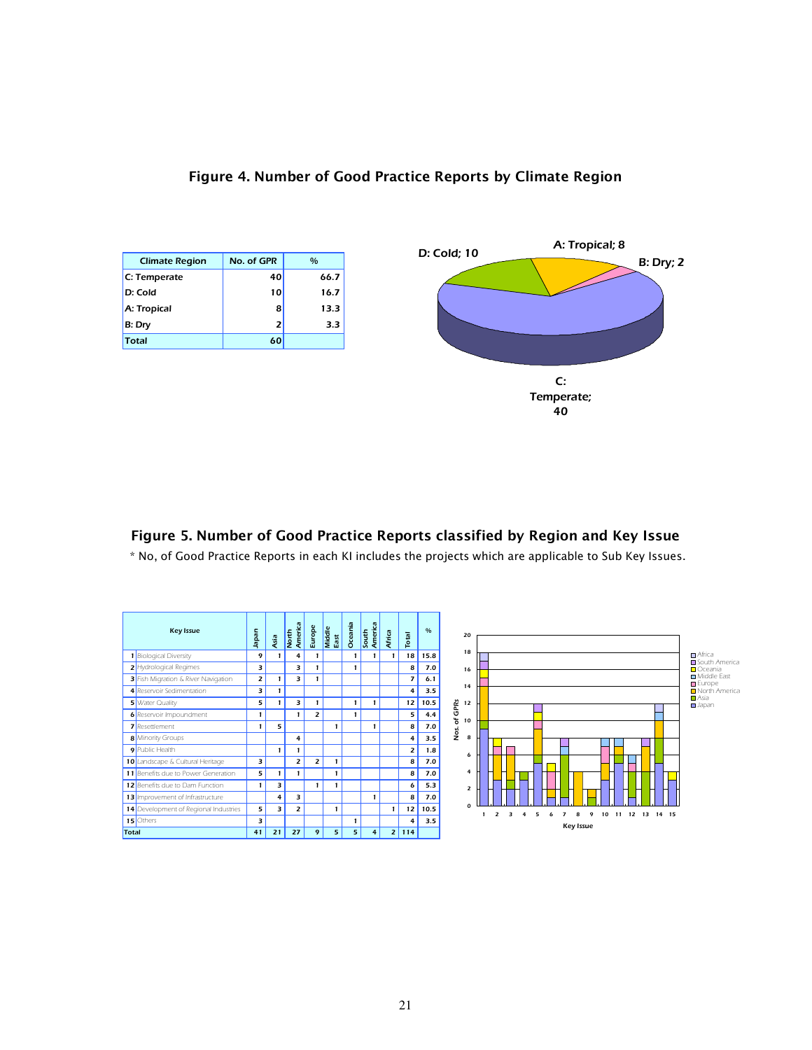## Figure 4. Number of Good Practice Reports by Climate Region

| Climate Region | No. of GPR | % |
|---|---|---|
| C: Temperate | 40 | 66.7 |
| D: Cold | 10 | 16.7 |
| A: Tropical | 8 | 13.3 |
| B: Dry | 2 | 3.3 |
| Total | 60 | |

## Figure 5. Number of Good Practice Reports classified by Region and Key Issue

* No, of Good Practice Reports in each KI includes the projects which are applicable to Sub Key Issues.

| | Key Issue | Japan | Asia | North America | Europe | Middle East | Oceania | South America | Africa | Total | % |
|---|---|---|---|---|---|---|---|---|---|---|---|
| 1 | Biological Diversity | 9 | 1 | 4 | 1 | | 1 | 1 | 1 | 18 | 15.8 |
| 2 | Hydrological Regimes | 3 | | 3 | 1 | | 1 | | | 8 | 7.0 |
| 3 | Fish Migration & River Navigation | 2 | 1 | 3 | 1 | | | | | 7 | 6.1 |
| 4 | Reservoir Sedimentation | 3 | 1 | | | | | | | 4 | 3.5 |
| 5 | Water Quality | 5 | 1 | 3 | 1 | | 1 | 1 | | 12 | 10.5 |
| 6 | Reservoir Impoundment | 1 | | 1 | 2 | | 1 | | | 5 | 4.4 |
| 7 | Resettlement | 1 | 5 | | | 1 | | 1 | | 8 | 7.0 |
| 8 | Minority Groups | | | 4 | | | | | | 4 | 3.5 |
| 9 | Public Health | | 1 | 1 | | | | | | 2 | 1.8 |
| 10 | Landscape & Cultural Heritage | 3 | | 2 | 2 | 1 | | | | 8 | 7.0 |
| 11 | Benefits due to Power Generation | 5 | 1 | 1 | | 1 | | | | 8 | 7.0 |
| 12 | Benefits due to Dam Function | 1 | 3 | | 1 | 1 | | | | 6 | 5.3 |
| 13 | Improvement of Infrastructure | | 4 | 3 | | | | 1 | | 8 | 7.0 |
| 14 | Development of Regional Industries | 5 | 3 | 2 | | 1 | | | 1 | 12 | 10.5 |
| 15 | Others | 3 | | | | | 1 | | | 4 | 3.5 |
| Total | | 41 | 21 | 27 | 9 | 5 | 5 | 4 | 2 | 114 | |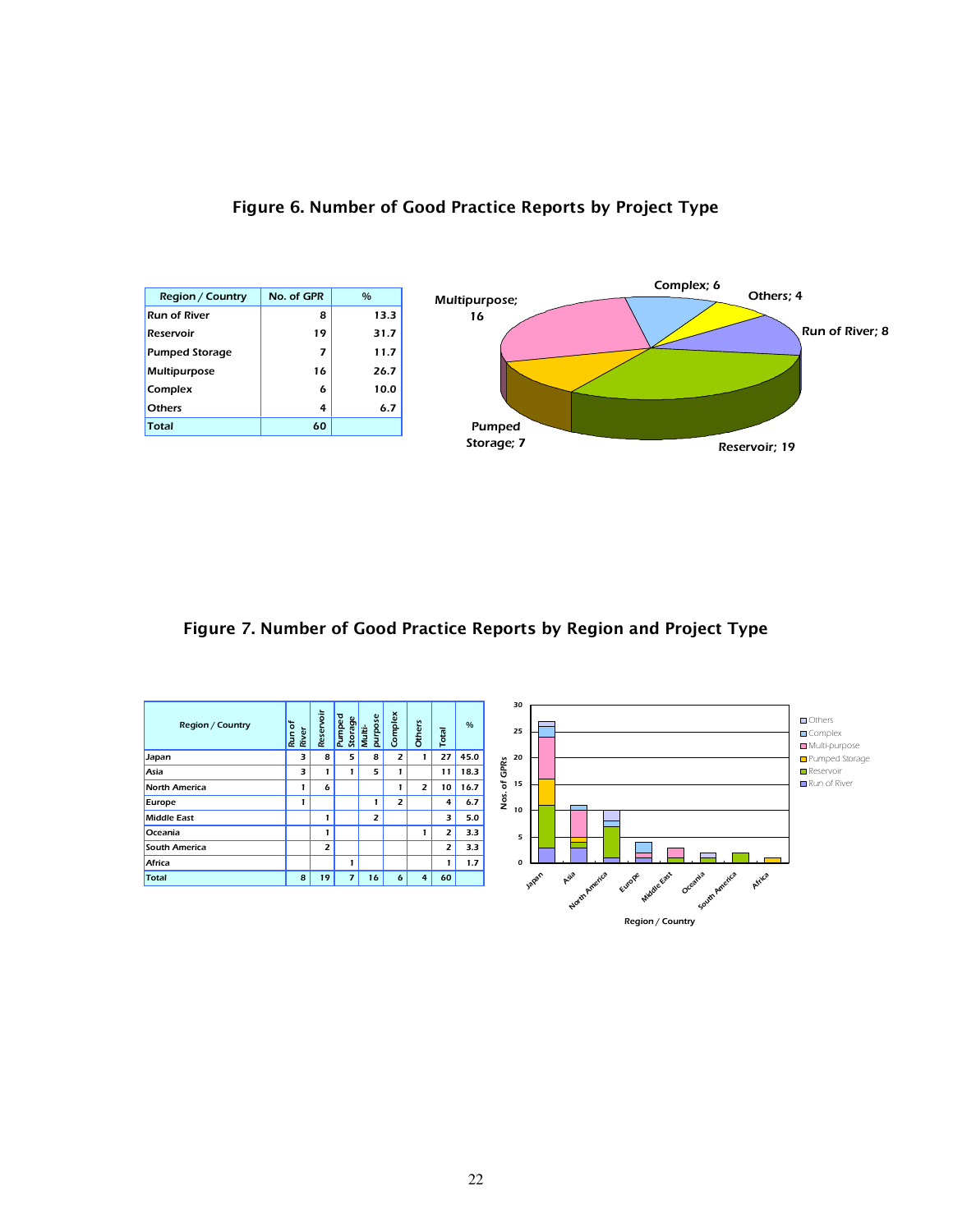## Figure 6. Number of Good Practice Reports by Project Type

| Region / Country | No. of GPR | % |
|---|---|---|
| Run of River | 8 | 13.3 |
| Reservoir | 19 | 31.7 |
| Pumped Storage | 7 | 11.7 |
| Multipurpose | 16 | 26.7 |
| Complex | 6 | 10.0 |
| Others | 4 | 6.7 |
| Total | 60 | |

## Figure 7. Number of Good Practice Reports by Region and Project Type

| Region / Country | Run of River | Reservoir | Pumped Storage | Multi-purpose | Complex | Others | Total | % |
|---|---|---|---|---|---|---|---|---|
| Japan | 3 | 8 | 5 | 8 | 2 | 1 | 27 | 45.0 |
| Asia | 3 | 1 | 1 | 5 | 1 | | 11 | 18.3 |
| North America | 1 | 6 | | | 1 | 2 | 10 | 16.7 |
| Europe | 1 | | | 1 | 2 | | 4 | 6.7 |
| Middle East | | 1 | | 2 | | | 3 | 5.0 |
| Oceania | | 1 | | | | 1 | 2 | 3.3 |
| South America | | 2 | | | | | 2 | 3.3 |
| Africa | | | 1 | | | | 1 | 1.7 |
| Total | 8 | 19 | 7 | 16 | 6 | 4 | 60 | |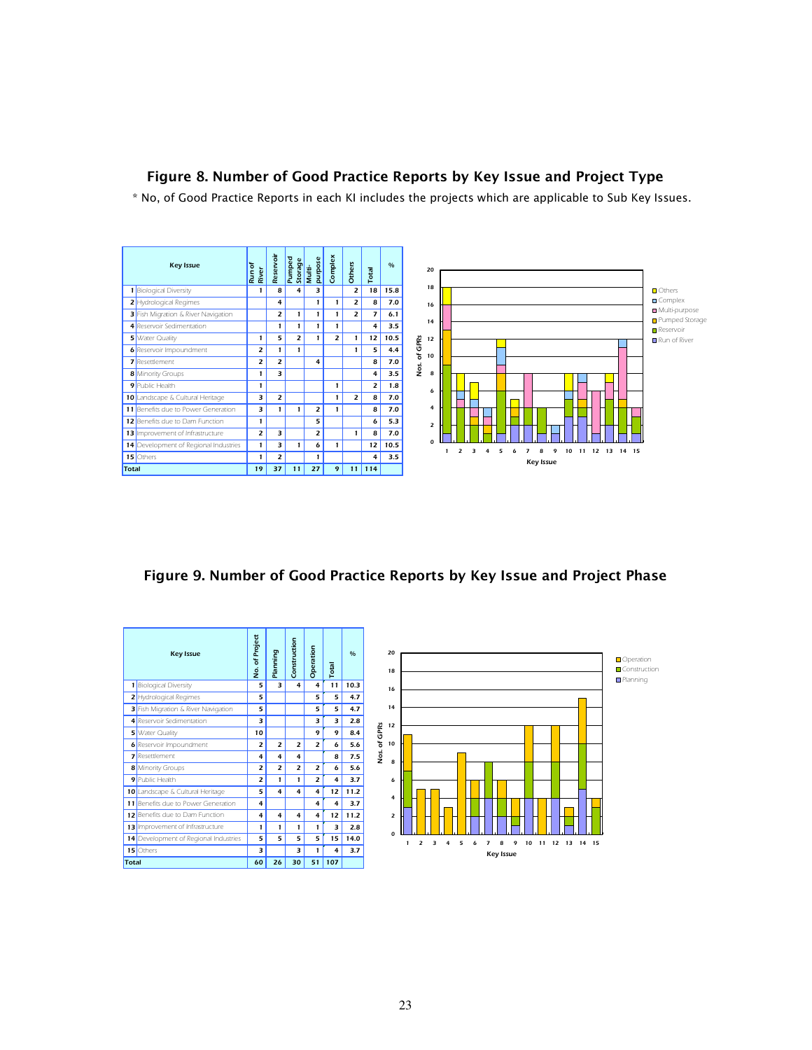## Figure 8. Number of Good Practice Reports by Key Issue and Project Type

* No, of Good Practice Reports in each KI includes the projects which are applicable to Sub Key Issues.

| | Key Issue | Run of River | Reservoir | Pumped Storage | Multi-purpose | Complex | Others | Total | % |
|---|---|---|---|---|---|---|---|---|---|
| 1 | Biological Diversity | 1 | 8 | 4 | 3 | | 2 | 18 | 15.8 |
| 2 | Hydrological Regimes | | 4 | | 1 | 1 | 2 | 8 | 7.0 |
| 3 | Fish Migration & River Navigation | | 2 | 1 | 1 | 1 | 2 | 7 | 6.1 |
| 4 | Reservoir Sedimentation | | 1 | 1 | 1 | 1 | | 4 | 3.5 |
| 5 | Water Quality | 1 | 5 | 2 | 1 | 2 | 1 | 12 | 10.5 |
| 6 | Reservoir Impoundment | 2 | 1 | 1 | | | 1 | 5 | 4.4 |
| 7 | Resettlement | 2 | 2 | | 4 | | | 8 | 7.0 |
| 8 | Minority Groups | 1 | 3 | | | | | 4 | 3.5 |
| 9 | Public Health | 1 | | | | 1 | | 2 | 1.8 |
| 10 | Landscape & Cultural Heritage | 3 | 2 | | | 1 | 2 | 8 | 7.0 |
| 11 | Benefits due to Power Generation | 3 | 1 | 1 | 2 | 1 | | 8 | 7.0 |
| 12 | Benefits due to Dam Function | 1 | | | 5 | | | 6 | 5.3 |
| 13 | Improvement of Infrastructure | 2 | 3 | | 2 | | 1 | 8 | 7.0 |
| 14 | Development of Regional Industries | 1 | 3 | 1 | 6 | 1 | | 12 | 10.5 |
| 15 | Others | 1 | 2 | | 1 | | | 4 | 3.5 |
| Total | | 19 | 37 | 11 | 27 | 9 | 11 | 114 | |

## Figure 9. Number of Good Practice Reports by Key Issue and Project Phase

| | Key Issue | No. of Project | Planning | Construction | Operation | Total | % |
|---|---|---|---|---|---|---|---|
| 1 | Biological Diversity | 5 | 3 | 4 | 4 | 11 | 10.3 |
| 2 | Hydrological Regimes | 5 | | | 5 | 5 | 4.7 |
| 3 | Fish Migration & River Navigation | 5 | | | 5 | 5 | 4.7 |
| 4 | Reservoir Sedimentation | 3 | | | 3 | 3 | 2.8 |
| 5 | Water Quality | 10 | | | 9 | 9 | 8.4 |
| 6 | Reservoir Impoundment | 2 | 2 | 2 | 2 | 6 | 5.6 |
| 7 | Resettlement | 4 | 4 | 4 | | 8 | 7.5 |
| 8 | Minority Groups | 2 | 2 | 2 | 2 | 6 | 5.6 |
| 9 | Public Health | 2 | 1 | 1 | 2 | 4 | 3.7 |
| 10 | Landscape & Cultural Heritage | 5 | 4 | 4 | 4 | 12 | 11.2 |
| 11 | Benefits due to Power Generation | 4 | | | 4 | 4 | 3.7 |
| 12 | Benefits due to Dam Function | 4 | 4 | 4 | 4 | 12 | 11.2 |
| 13 | Improvement of Infrastructure | 1 | 1 | 1 | 1 | 3 | 2.8 |
| 14 | Development of Regional Industries | 5 | 5 | 5 | 5 | 15 | 14.0 |
| 15 | Others | 3 | | 3 | 1 | 4 | 3.7 |
| Total | | 60 | 26 | 30 | 51 | 107 | |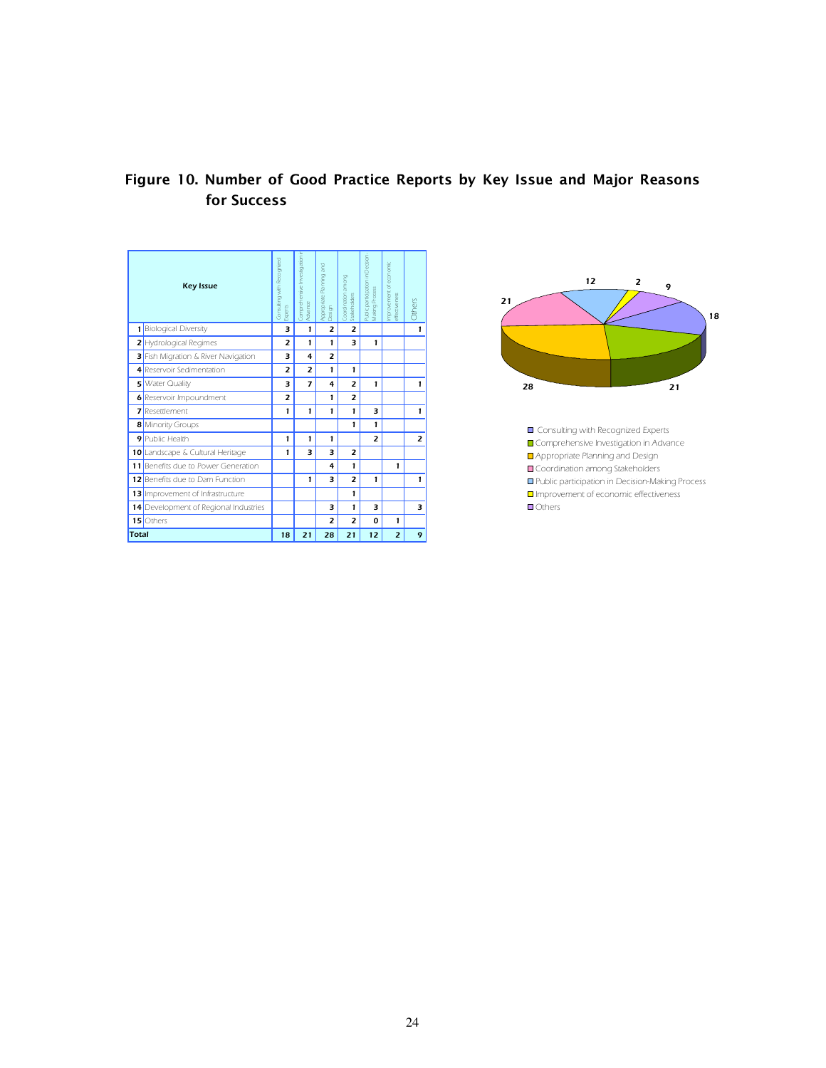## Figure 10. Number of Good Practice Reports by Key Issue and Major Reasons for Success

| | Key Issue | Consulting with Recognized Experts | Comprehensive Investigation in Advance | Appropriate Planning and Design | Coordination among Stakeholders | Public participation in Decision-Making Process | Improvement of economic effectiveness | Others |
|---|---|---|---|---|---|---|---|---|
| 1 | Biological Diversity | 3 | 1 | 2 | 2 | | | 1 |
| 2 | Hydrological Regimes | 2 | 1 | 1 | 3 | 1 | | |
| 3 | Fish Migration & River Navigation | 3 | 4 | 2 | | | | |
| 4 | Reservoir Sedimentation | 2 | 2 | 1 | 1 | | | |
| 5 | Water Quality | 3 | 7 | 4 | 2 | 1 | | 1 |
| 6 | Reservoir Impoundment | 2 | | 1 | 2 | | | |
| 7 | Resettlement | 1 | 1 | 1 | 1 | 3 | | 1 |
| 8 | Minority Groups | | | | 1 | 1 | | |
| 9 | Public Health | 1 | 1 | 1 | | 2 | | 2 |
| 10 | Landscape & Cultural Heritage | 1 | 3 | 3 | 2 | | | |
| 11 | Benefits due to Power Generation | | | 4 | 1 | | 1 | |
| 12 | Benefits due to Dam Function | | 1 | 3 | 2 | 1 | | 1 |
| 13 | Improvement of Infrastructure | | | | 1 | | | |
| 14 | Development of Regional Industries | | | 3 | 1 | 3 | | 3 |
| 15 | Others | | | 2 | 2 | 0 | 1 | |
| Total | | 18 | 21 | 28 | 21 | 12 | 2 | 9 |

12
2
9
18
21
28
21

Consulting with Recognized Experts
Comprehensive Investigation in Advance
Appropriate Planning and Design
Coordination among Stakeholders
Public participation in Decision-Making Process
Improvement of economic effectiveness
Others